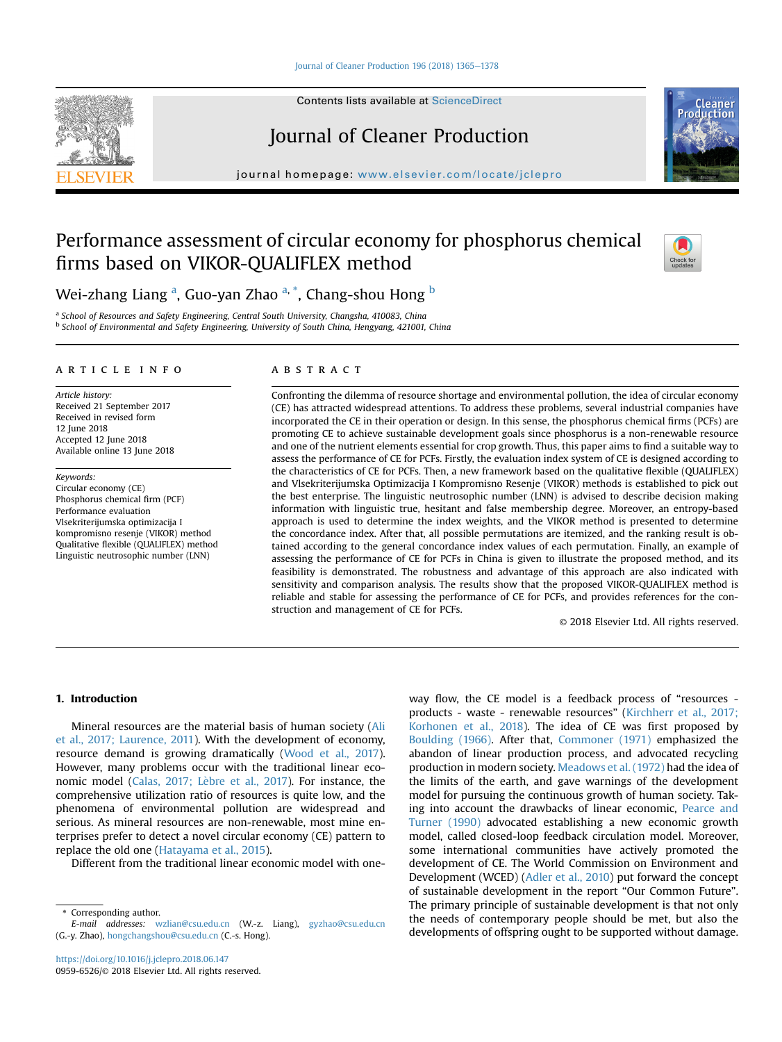# Performance assessment of circular economy for phosphorus chemical firms based on VIKOR-QUALIFLEX method

Wei-zhang Liang [a], Guo-yan Zhao [a,*], Chang-shou Hong [b]

[a] School of Resources and Safety Engineering, Central South University, Changsha, 410083, China
[b] School of Environmental and Safety Engineering, University of South China, Hengyang, 421001, China

## ARTICLE INFO

*Article history:*
Received 21 September 2017
Received in revised form
12 June 2018
Accepted 12 June 2018
Available online 13 June 2018

*Keywords:*
Circular economy (CE)
Phosphorus chemical firm (PCF)
Performance evaluation
Vlsekriterijumska optimizacija I kompromisno resenje (VIKOR) method
Qualitative flexible (QUALIFLEX) method
Linguistic neutrosophic number (LNN)

## ABSTRACT

Confronting the dilemma of resource shortage and environmental pollution, the idea of circular economy (CE) has attracted widespread attentions. To address these problems, several industrial companies have incorporated the CE in their operation or design. In this sense, the phosphorus chemical firms (PCFs) are promoting CE to achieve sustainable development goals since phosphorus is a non-renewable resource and one of the nutrient elements essential for crop growth. Thus, this paper aims to find a suitable way to assess the performance of CE for PCFs. Firstly, the evaluation index system of CE is designed according to the characteristics of CE for PCFs. Then, a new framework based on the qualitative flexible (QUALIFLEX) and Vlsekriterijumska Optimizacija I Kompromisno Resenje (VIKOR) methods is established to pick out the best enterprise. The linguistic neutrosophic number (LNN) is advised to describe decision making information with linguistic true, hesitant and false membership degree. Moreover, an entropy-based approach is used to determine the index weights, and the VIKOR method is presented to determine the concordance index. After that, all possible permutations are itemized, and the ranking result is obtained according to the general concordance index values of each permutation. Finally, an example of assessing the performance of CE for PCFs in China is given to illustrate the proposed method, and its feasibility is demonstrated. The robustness and advantage of this approach are also indicated with sensitivity and comparison analysis. The results show that the proposed VIKOR-QUALIFLEX method is reliable and stable for assessing the performance of CE for PCFs, and provides references for the construction and management of CE for PCFs.

© 2018 Elsevier Ltd. All rights reserved.

## 1. Introduction

Mineral resources are the material basis of human society (Ali et al., 2017; Laurence, 2011). With the development of economy, resource demand is growing dramatically (Wood et al., 2017). However, many problems occur with the traditional linear economic model (Calas, 2017; Lèbre et al., 2017). For instance, the comprehensive utilization ratio of resources is quite low, and the phenomena of environmental pollution are widespread and serious. As mineral resources are non-renewable, most mine enterprises prefer to detect a novel circular economy (CE) pattern to replace the old one (Hatayama et al., 2015).

Different from the traditional linear economic model with one-way flow, the CE model is a feedback process of "resources - products - waste - renewable resources" (Kirchherr et al., 2017; Korhonen et al., 2018). The idea of CE was first proposed by Boulding (1966). After that, Commoner (1971) emphasized the abandon of linear production process, and advocated recycling production in modern society. Meadows et al. (1972) had the idea of the limits of the earth, and gave warnings of the development model for pursuing the continuous growth of human society. Taking into account the drawbacks of linear economic, Pearce and Turner (1990) advocated establishing a new economic growth model, called closed-loop feedback circulation model. Moreover, some international communities have actively promoted the development of CE. The World Commission on Environment and Development (WCED) (Adler et al., 2010) put forward the concept of sustainable development in the report "Our Common Future". The primary principle of sustainable development is that not only the needs of contemporary people should be met, but also the developments of offspring ought to be supported without damage.

* Corresponding author.
*E-mail addresses:* wzlian@csu.edu.cn (W.-z. Liang), gyzhao@csu.edu.cn (G.-y. Zhao), hongchangshou@csu.edu.cn (C.-s. Hong).

https://doi.org/10.1016/j.jclepro.2018.06.147
0959-6526/© 2018 Elsevier Ltd. All rights reserved.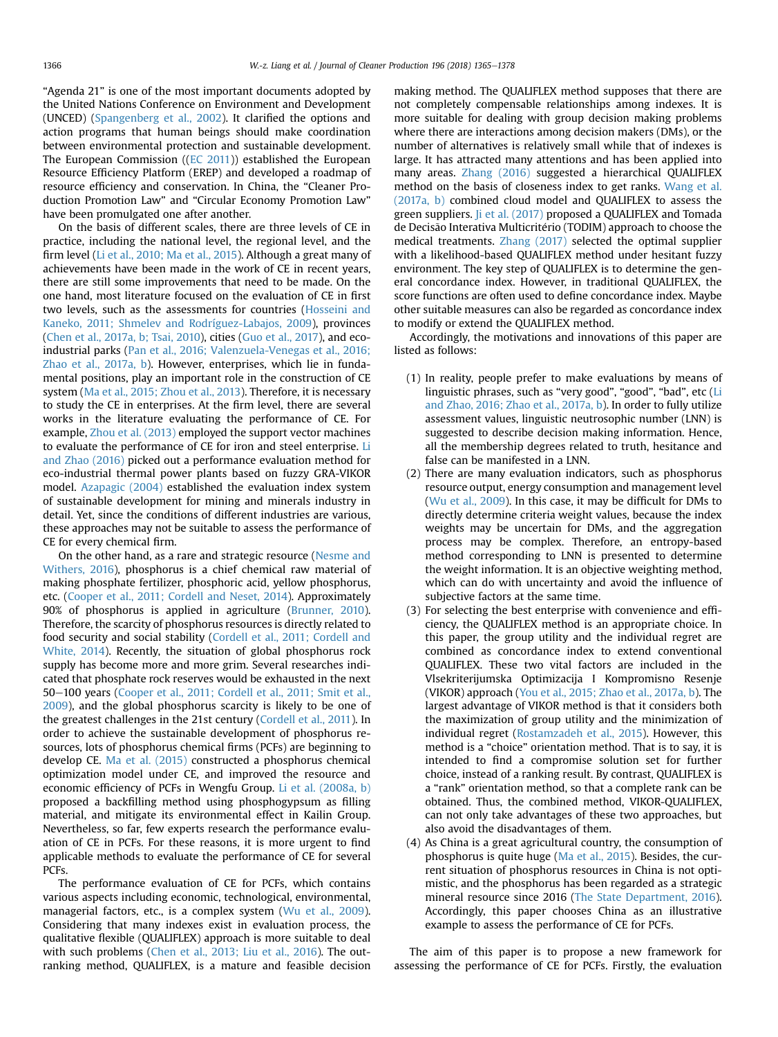"Agenda 21" is one of the most important documents adopted by the United Nations Conference on Environment and Development (UNCED) (Spangenberg et al., 2002). It clarified the options and action programs that human beings should make coordination between environmental protection and sustainable development. The European Commission ((EC 2011)) established the European Resource Efficiency Platform (EREP) and developed a roadmap of resource efficiency and conservation. In China, the "Cleaner Production Promotion Law" and "Circular Economy Promotion Law" have been promulgated one after another.

On the basis of different scales, there are three levels of CE in practice, including the national level, the regional level, and the firm level (Li et al., 2010; Ma et al., 2015). Although a great many of achievements have been made in the work of CE in recent years, there are still some improvements that need to be made. On the one hand, most literature focused on the evaluation of CE in first two levels, such as the assessments for countries (Hosseini and Kaneko, 2011; Shmelev and Rodríguez-Labajos, 2009), provinces (Chen et al., 2017a, b; Tsai, 2010), cities (Guo et al., 2017), and eco-industrial parks (Pan et al., 2016; Valenzuela-Venegas et al., 2016; Zhao et al., 2017a, b). However, enterprises, which lie in fundamental positions, play an important role in the construction of CE system (Ma et al., 2015; Zhou et al., 2013). Therefore, it is necessary to study the CE in enterprises. At the firm level, there are several works in the literature evaluating the performance of CE. For example, Zhou et al. (2013) employed the support vector machines to evaluate the performance of CE for iron and steel enterprise. Li and Zhao (2016) picked out a performance evaluation method for eco-industrial thermal power plants based on fuzzy GRA-VIKOR model. Azapagic (2004) established the evaluation index system of sustainable development for mining and minerals industry in detail. Yet, since the conditions of different industries are various, these approaches may not be suitable to assess the performance of CE for every chemical firm.

On the other hand, as a rare and strategic resource (Nesme and Withers, 2016), phosphorus is a chief chemical raw material of making phosphate fertilizer, phosphoric acid, yellow phosphorus, etc. (Cooper et al., 2011; Cordell and Neset, 2014). Approximately 90% of phosphorus is applied in agriculture (Brunner, 2010). Therefore, the scarcity of phosphorus resources is directly related to food security and social stability (Cordell et al., 2011; Cordell and White, 2014). Recently, the situation of global phosphorus rock supply has become more and more grim. Several researches indicated that phosphate rock reserves would be exhausted in the next 50–100 years (Cooper et al., 2011; Cordell et al., 2011; Smit et al., 2009), and the global phosphorus scarcity is likely to be one of the greatest challenges in the 21st century (Cordell et al., 2011). In order to achieve the sustainable development of phosphorus resources, lots of phosphorus chemical firms (PCFs) are beginning to develop CE. Ma et al. (2015) constructed a phosphorus chemical optimization model under CE, and improved the resource and economic efficiency of PCFs in Wengfu Group. Li et al. (2008a, b) proposed a backfilling method using phosphogypsum as filling material, and mitigate its environmental effect in Kailin Group. Nevertheless, so far, few experts research the performance evaluation of CE in PCFs. For these reasons, it is more urgent to find applicable methods to evaluate the performance of CE for several PCFs.

The performance evaluation of CE for PCFs, which contains various aspects including economic, technological, environmental, managerial factors, etc., is a complex system (Wu et al., 2009). Considering that many indexes exist in evaluation process, the qualitative flexible (QUALIFLEX) approach is more suitable to deal with such problems (Chen et al., 2013; Liu et al., 2016). The outranking method, QUALIFLEX, is a mature and feasible decision making method. The QUALIFLEX method supposes that there are not completely compensable relationships among indexes. It is more suitable for dealing with group decision making problems where there are interactions among decision makers (DMs), or the number of alternatives is relatively small while that of indexes is large. It has attracted many attentions and has been applied into many areas. Zhang (2016) suggested a hierarchical QUALIFLEX method on the basis of closeness index to get ranks. Wang et al. (2017a, b) combined cloud model and QUALIFLEX to assess the green suppliers. Ji et al. (2017) proposed a QUALIFLEX and Tomada de Decisão Interativa Multicritério (TODIM) approach to choose the medical treatments. Zhang (2017) selected the optimal supplier with a likelihood-based QUALIFLEX method under hesitant fuzzy environment. The key step of QUALIFLEX is to determine the general concordance index. However, in traditional QUALIFLEX, the score functions are often used to define concordance index. Maybe other suitable measures can also be regarded as concordance index to modify or extend the QUALIFLEX method.

Accordingly, the motivations and innovations of this paper are listed as follows:

(1) In reality, people prefer to make evaluations by means of linguistic phrases, such as "very good", "good", "bad", etc (Li and Zhao, 2016; Zhao et al., 2017a, b). In order to fully utilize assessment values, linguistic neutrosophic number (LNN) is suggested to describe decision making information. Hence, all the membership degrees related to truth, hesitance and false can be manifested in a LNN.
(2) There are many evaluation indicators, such as phosphorus resource output, energy consumption and management level (Wu et al., 2009). In this case, it may be difficult for DMs to directly determine criteria weight values, because the index weights may be uncertain for DMs, and the aggregation process may be complex. Therefore, an entropy-based method corresponding to LNN is presented to determine the weight information. It is an objective weighting method, which can do with uncertainty and avoid the influence of subjective factors at the same time.
(3) For selecting the best enterprise with convenience and efficiency, the QUALIFLEX method is an appropriate choice. In this paper, the group utility and the individual regret are combined as concordance index to extend conventional QUALIFLEX. These two vital factors are included in the Vlsekriterijumska Optimizacija I Kompromisno Resenje (VIKOR) approach (You et al., 2015; Zhao et al., 2017a, b). The largest advantage of VIKOR method is that it considers both the maximization of group utility and the minimization of individual regret (Rostamzadeh et al., 2015). However, this method is a "choice" orientation method. That is to say, it is intended to find a compromise solution set for further choice, instead of a ranking result. By contrast, QUALIFLEX is a "rank" orientation method, so that a complete rank can be obtained. Thus, the combined method, VIKOR-QUALIFLEX, can not only take advantages of these two approaches, but also avoid the disadvantages of them.
(4) As China is a great agricultural country, the consumption of phosphorus is quite huge (Ma et al., 2015). Besides, the current situation of phosphorus resources in China is not optimistic, and the phosphorus has been regarded as a strategic mineral resource since 2016 (The State Department, 2016). Accordingly, this paper chooses China as an illustrative example to assess the performance of CE for PCFs.

The aim of this paper is to propose a new framework for assessing the performance of CE for PCFs. Firstly, the evaluation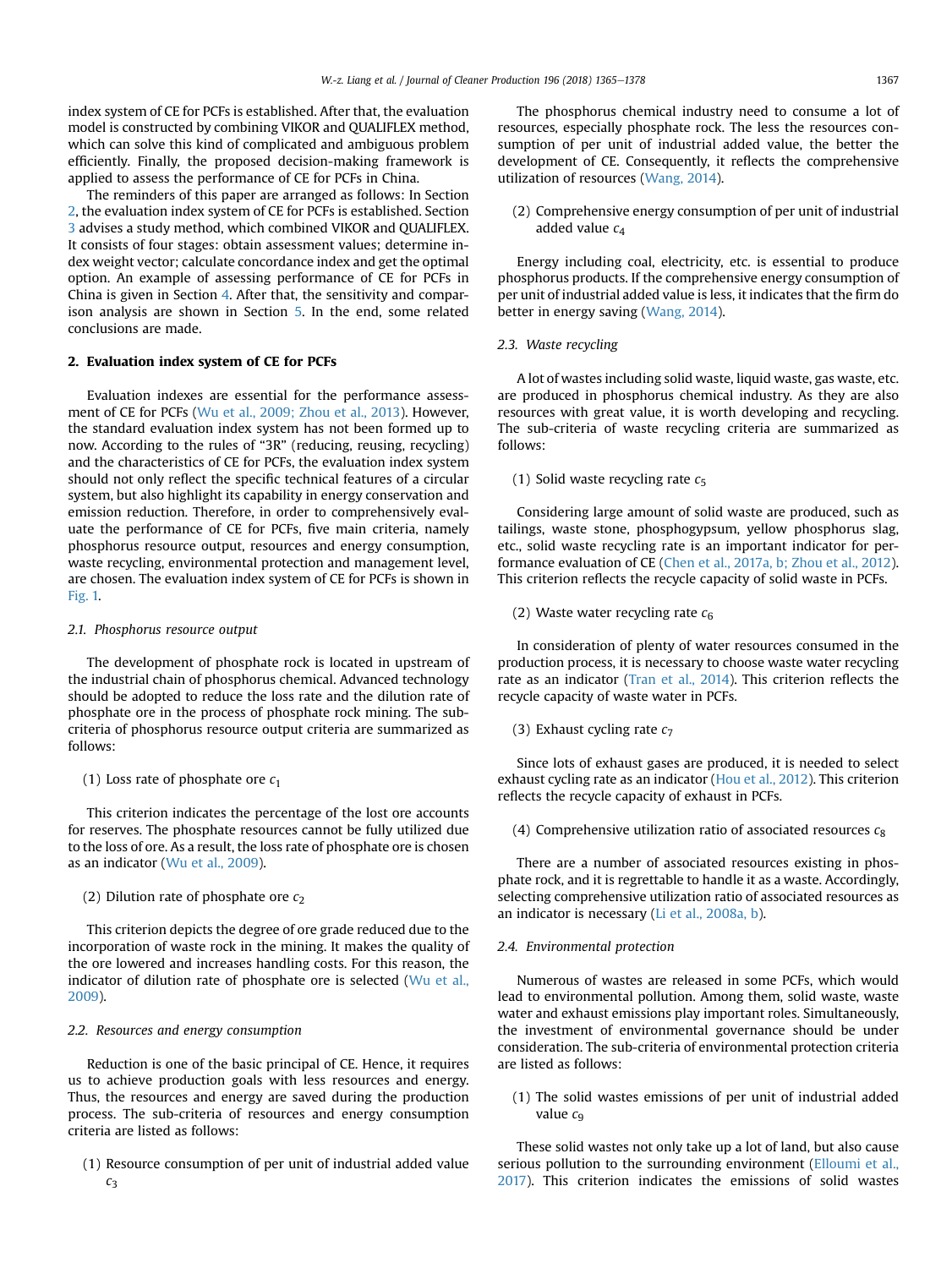index system of CE for PCFs is established. After that, the evaluation model is constructed by combining VIKOR and QUALIFLEX method, which can solve this kind of complicated and ambiguous problem efficiently. Finally, the proposed decision-making framework is applied to assess the performance of CE for PCFs in China.

The reminders of this paper are arranged as follows: In Section 2, the evaluation index system of CE for PCFs is established. Section 3 advises a study method, which combined VIKOR and QUALIFLEX. It consists of four stages: obtain assessment values; determine index weight vector; calculate concordance index and get the optimal option. An example of assessing performance of CE for PCFs in China is given in Section 4. After that, the sensitivity and comparison analysis are shown in Section 5. In the end, some related conclusions are made.

## 2. Evaluation index system of CE for PCFs

Evaluation indexes are essential for the performance assessment of CE for PCFs (Wu et al., 2009; Zhou et al., 2013). However, the standard evaluation index system has not been formed up to now. According to the rules of "3R" (reducing, reusing, recycling) and the characteristics of CE for PCFs, the evaluation index system should not only reflect the specific technical features of a circular system, but also highlight its capability in energy conservation and emission reduction. Therefore, in order to comprehensively evaluate the performance of CE for PCFs, five main criteria, namely phosphorus resource output, resources and energy consumption, waste recycling, environmental protection and management level, are chosen. The evaluation index system of CE for PCFs is shown in Fig. 1.

### 2.1. Phosphorus resource output

The development of phosphate rock is located in upstream of the industrial chain of phosphorus chemical. Advanced technology should be adopted to reduce the loss rate and the dilution rate of phosphate ore in the process of phosphate rock mining. The sub-criteria of phosphorus resource output criteria are summarized as follows:

(1) Loss rate of phosphate ore $c_1$

This criterion indicates the percentage of the lost ore accounts for reserves. The phosphate resources cannot be fully utilized due to the loss of ore. As a result, the loss rate of phosphate ore is chosen as an indicator (Wu et al., 2009).

(2) Dilution rate of phosphate ore $c_2$

This criterion depicts the degree of ore grade reduced due to the incorporation of waste rock in the mining. It makes the quality of the ore lowered and increases handling costs. For this reason, the indicator of dilution rate of phosphate ore is selected (Wu et al., 2009).

### 2.2. Resources and energy consumption

Reduction is one of the basic principal of CE. Hence, it requires us to achieve production goals with less resources and energy. Thus, the resources and energy are saved during the production process. The sub-criteria of resources and energy consumption criteria are listed as follows:

(1) Resource consumption of per unit of industrial added value $c_3$

The phosphorus chemical industry need to consume a lot of resources, especially phosphate rock. The less the resources consumption of per unit of industrial added value, the better the development of CE. Consequently, it reflects the comprehensive utilization of resources (Wang, 2014).

(2) Comprehensive energy consumption of per unit of industrial added value $c_4$

Energy including coal, electricity, etc. is essential to produce phosphorus products. If the comprehensive energy consumption of per unit of industrial added value is less, it indicates that the firm do better in energy saving (Wang, 2014).

### 2.3. Waste recycling

A lot of wastes including solid waste, liquid waste, gas waste, etc. are produced in phosphorus chemical industry. As they are also resources with great value, it is worth developing and recycling. The sub-criteria of waste recycling criteria are summarized as follows:

(1) Solid waste recycling rate $c_5$

Considering large amount of solid waste are produced, such as tailings, waste stone, phosphogypsum, yellow phosphorus slag, etc., solid waste recycling rate is an important indicator for performance evaluation of CE (Chen et al., 2017a, b; Zhou et al., 2012). This criterion reflects the recycle capacity of solid waste in PCFs.

(2) Waste water recycling rate $c_6$

In consideration of plenty of water resources consumed in the production process, it is necessary to choose waste water recycling rate as an indicator (Tran et al., 2014). This criterion reflects the recycle capacity of waste water in PCFs.

(3) Exhaust cycling rate $c_7$

Since lots of exhaust gases are produced, it is needed to select exhaust cycling rate as an indicator (Hou et al., 2012). This criterion reflects the recycle capacity of exhaust in PCFs.

(4) Comprehensive utilization ratio of associated resources $c_8$

There are a number of associated resources existing in phosphate rock, and it is regrettable to handle it as a waste. Accordingly, selecting comprehensive utilization ratio of associated resources as an indicator is necessary (Li et al., 2008a, b).

### 2.4. Environmental protection

Numerous of wastes are released in some PCFs, which would lead to environmental pollution. Among them, solid waste, waste water and exhaust emissions play important roles. Simultaneously, the investment of environmental governance should be under consideration. The sub-criteria of environmental protection criteria are listed as follows:

(1) The solid wastes emissions of per unit of industrial added value $c_9$

These solid wastes not only take up a lot of land, but also cause serious pollution to the surrounding environment (Elloumi et al., 2017). This criterion indicates the emissions of solid wastes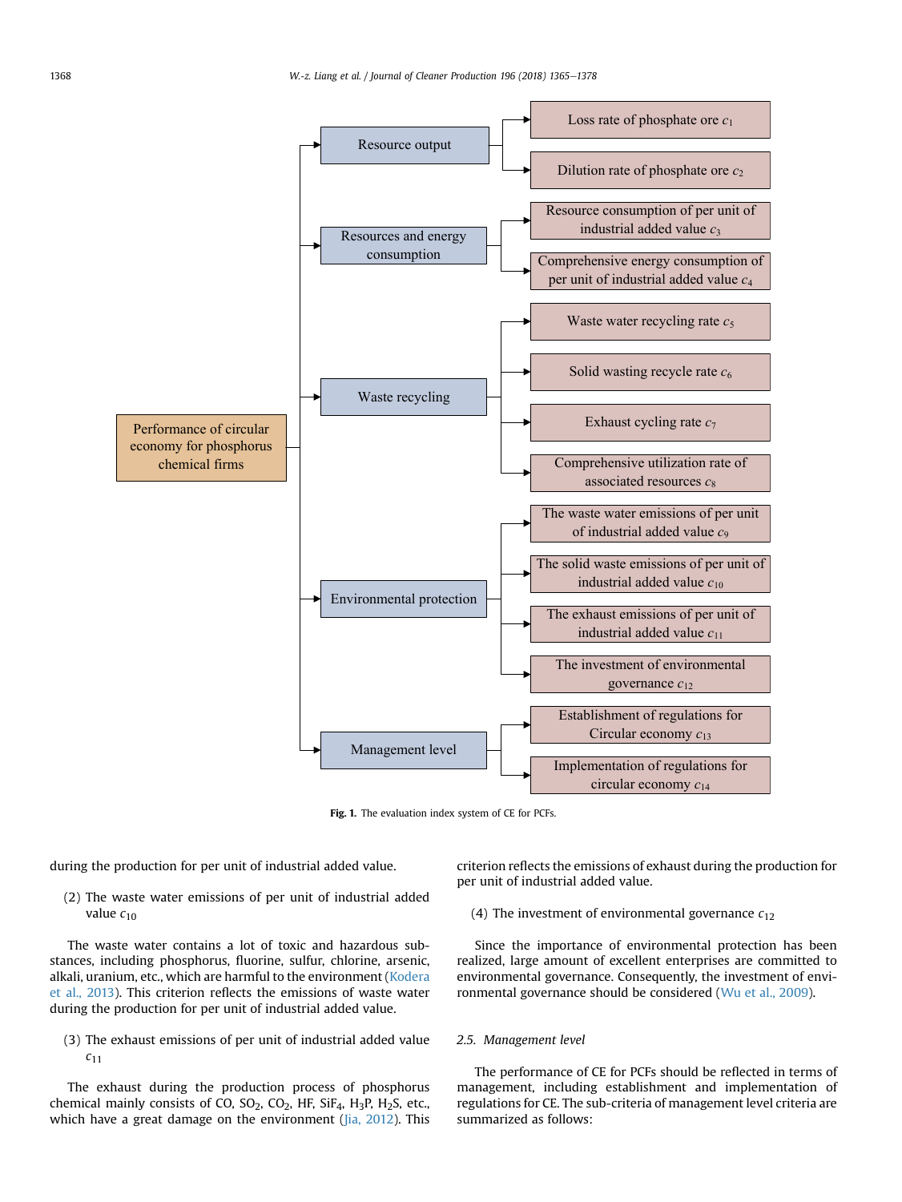Fig. 1. The evaluation index system of CE for PCFs.

during the production for per unit of industrial added value.

(2) The waste water emissions of per unit of industrial added value $c_{10}$

The waste water contains a lot of toxic and hazardous substances, including phosphorus, fluorine, sulfur, chlorine, arsenic, alkali, uranium, etc., which are harmful to the environment (Kodera et al., 2013). This criterion reflects the emissions of waste water during the production for per unit of industrial added value.

(3) The exhaust emissions of per unit of industrial added value $c_{11}$

The exhaust during the production process of phosphorus chemical mainly consists of CO, $SO_2$, $CO_2$, HF, $SiF_4$, $H_3P$, $H_2S$, etc., which have a great damage on the environment (Jia, 2012). This criterion reflects the emissions of exhaust during the production for per unit of industrial added value.

(4) The investment of environmental governance $c_{12}$

Since the importance of environmental protection has been realized, large amount of excellent enterprises are committed to environmental governance. Consequently, the investment of environmental governance should be considered (Wu et al., 2009).

### 2.5. Management level

The performance of CE for PCFs should be reflected in terms of management, including establishment and implementation of regulations for CE. The sub-criteria of management level criteria are summarized as follows: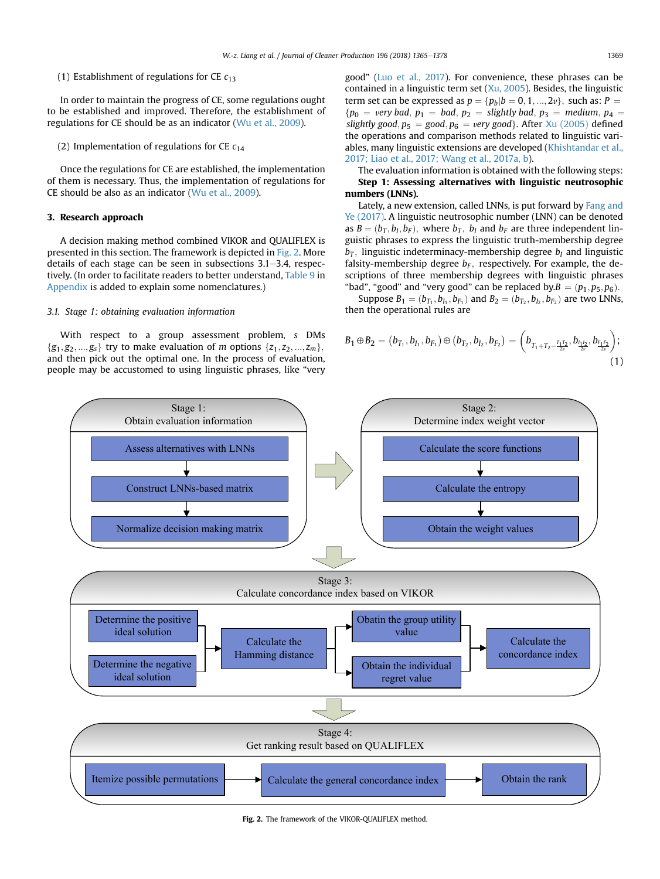(1) Establishment of regulations for CE $c_{13}$

In order to maintain the progress of CE, some regulations ought to be established and improved. Therefore, the establishment of regulations for CE should be as an indicator (Wu et al., 2009).

(2) Implementation of regulations for CE $c_{14}$

Once the regulations for CE are established, the implementation of them is necessary. Thus, the implementation of regulations for CE should be also as an indicator (Wu et al., 2009).

## 3. Research approach

A decision making method combined VIKOR and QUALIFLEX is presented in this section. The framework is depicted in Fig. 2. More details of each stage can be seen in subsections 3.1–3.4, respectively. (In order to facilitate readers to better understand, Table 9 in Appendix is added to explain some nomenclatures.)

### 3.1. Stage 1: obtaining evaluation information

With respect to a group assessment problem, $s$ DMs $\{g_1, g_2, \ldots, g_s\}$ try to make evaluation of $m$ options $\{z_1, z_2, \ldots, z_m\}$, and then pick out the optimal one. In the process of evaluation, people may be accustomed to using linguistic phrases, like "very good" (Luo et al., 2017). For convenience, these phrases can be contained in a linguistic term set (Xu, 2005). Besides, the linguistic term set can be expressed as $p = \{p_b | b = 0, 1, \ldots, 2v\}$, such as: $P = \{p_0 = \textit{very bad}, p_1 = \textit{bad}, p_2 = \textit{slightly bad}, p_3 = \textit{medium}, p_4 = \textit{slightly good}, p_5 = \textit{good}, p_6 = \textit{very good}\}$. After Xu (2005) defined the operations and comparison methods related to linguistic variables, many linguistic extensions are developed (Khishtandar et al., 2017; Liao et al., 2017; Wang et al., 2017a, b).

The evaluation information is obtained with the following steps:

**Step 1: Assessing alternatives with linguistic neutrosophic numbers (LNNs).**

Lately, a new extension, called LNNs, is put forward by Fang and Ye (2017). A linguistic neutrosophic number (LNN) can be denoted as $B = (b_T, b_I, b_F)$, where $b_T$, $b_I$ and $b_F$ are three independent linguistic phrases to express the linguistic truth-membership degree $b_T$, linguistic indeterminacy-membership degree $b_I$ and linguistic falsity-membership degree $b_F$, respectively. For example, the descriptions of three membership degrees with linguistic phrases "bad", "good" and "very good" can be replaced by $B = (p_1, p_5, p_6)$.

Suppose $B_1 = (b_{T_1}, b_{I_1}, b_{F_1})$ and $B_2 = (b_{T_2}, b_{I_2}, b_{F_2})$ are two LNNs, then the operational rules are

$$B_1 \oplus B_2 = (b_{T_1}, b_{I_1}, b_{F_1}) \oplus (b_{T_2}, b_{I_2}, b_{F_2}) = \left( b_{T_1 + T_2 - \frac{T_1 T_2}{2v}}, b_{\frac{I_1 I_2}{2v}}, b_{\frac{F_1 F_2}{2v}} \right); \quad (1)$$

Stage 1: Obtain evaluation information — Assess alternatives with LNNs → Construct LNNs-based matrix → Normalize decision making matrix

Stage 2: Determine index weight vector — Calculate the score functions → Calculate the entropy → Obtain the weight values

Stage 3: Calculate concordance index based on VIKOR — Determine the positive ideal solution / Determine the negative ideal solution → Calculate the Hamming distance → Obtain the group utility value / Obtain the individual regret value → Calculate the concordance index

Stage 4: Get ranking result based on QUALIFLEX — Itemize possible permutations → Calculate the general concordance index → Obtain the rank

**Fig. 2.** The framework of the VIKOR-QUALIFLEX method.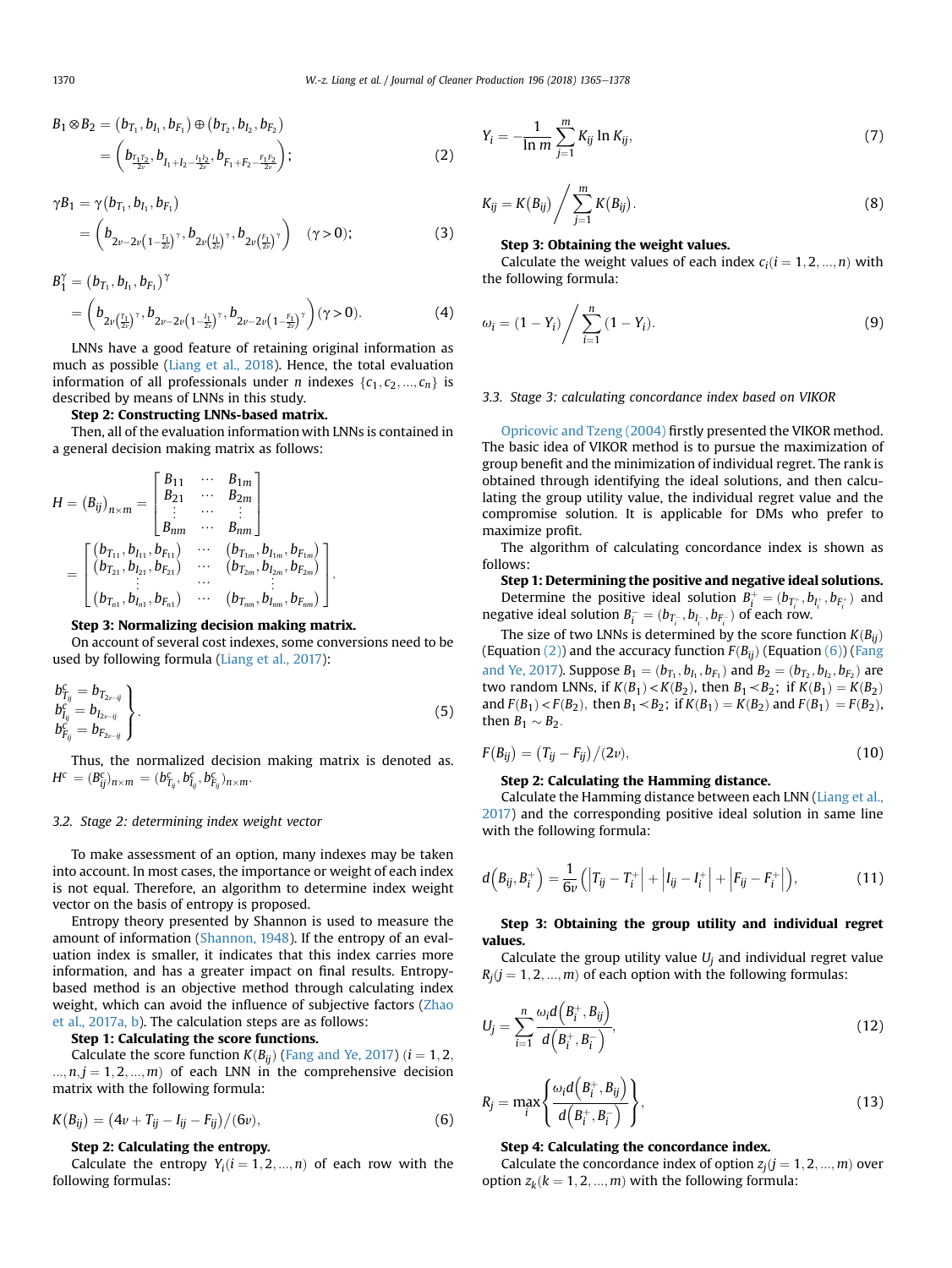$$B_1 \otimes B_2 = (b_{T_1}, b_{I_1}, b_{F_1}) \oplus (b_{T_2}, b_{I_2}, b_{F_2}) = \left(b_{\frac{T_1 T_2}{2\nu}}, b_{I_1+I_2-\frac{I_1 I_2}{2\nu}}, b_{F_1+F_2-\frac{F_1 F_2}{2\nu}}\right); \tag{2}$$

$$\gamma B_1 = \gamma(b_{T_1}, b_{I_1}, b_{F_1}) = \left(b_{2\nu-2\nu\left(1-\frac{T_1}{2\nu}\right)^{\gamma}}, b_{2\nu\left(\frac{I_1}{2\nu}\right)^{\gamma}}, b_{2\nu\left(\frac{F_1}{2\nu}\right)^{\gamma}}\right) \quad (\gamma > 0); \tag{3}$$

$$B_1^{\gamma} = (b_{T_1}, b_{I_1}, b_{F_1})^{\gamma} = \left(b_{2\nu\left(\frac{T_1}{2\nu}\right)^{\gamma}}, b_{2\nu-2\nu\left(1-\frac{I_1}{2\nu}\right)^{\gamma}}, b_{2\nu-2\nu\left(1-\frac{F_1}{2\nu}\right)^{\gamma}}\right) (\gamma > 0). \tag{4}$$

LNNs have a good feature of retaining original information as much as possible (Liang et al., 2018). Hence, the total evaluation information of all professionals under $n$ indexes $\{c_1, c_2, ..., c_n\}$ is described by means of LNNs in this study.

**Step 2: Constructing LNNs-based matrix.**

Then, all of the evaluation information with LNNs is contained in a general decision making matrix as follows:

$$H = (B_{ij})_{n \times m} = \begin{bmatrix} B_{11} & \cdots & B_{1m} \\ B_{21} & \cdots & B_{2m} \\ \vdots & \cdots & \vdots \\ B_{nm} & \cdots & B_{nm} \end{bmatrix} = \begin{bmatrix} (b_{T_{11}}, b_{I_{11}}, b_{F_{11}}) & \cdots & (b_{T_{1m}}, b_{I_{1m}}, b_{F_{1m}}) \\ (b_{T_{21}}, b_{I_{21}}, b_{F_{21}}) & \cdots & (b_{T_{2m}}, b_{I_{2m}}, b_{F_{2m}}) \\ \vdots & \cdots & \vdots \\ (b_{T_{n1}}, b_{I_{n1}}, b_{F_{n1}}) & \cdots & (b_{T_{nm}}, b_{I_{nm}}, b_{F_{nm}}) \end{bmatrix}.$$

**Step 3: Normalizing decision making matrix.**

On account of several cost indexes, some conversions need to be used by following formula (Liang et al., 2017):

$$\left.\begin{aligned} b^c_{T_{ij}} &= b_{T_{2\nu-ij}} \\ b^c_{I_{ij}} &= b_{I_{2\nu-ij}} \\ b^c_{F_{ij}} &= b_{F_{2\nu-ij}} \end{aligned}\right\}. \tag{5}$$

Thus, the normalized decision making matrix is denoted as. $H^c = (B^c_{ij})_{n \times m} = (b^c_{T_{ij}}, b^c_{I_{ij}}, b^c_{F_{ij}})_{n \times m}$.

### 3.2. Stage 2: determining index weight vector

To make assessment of an option, many indexes may be taken into account. In most cases, the importance or weight of each index is not equal. Therefore, an algorithm to determine index weight vector on the basis of entropy is proposed.

Entropy theory presented by Shannon is used to measure the amount of information (Shannon, 1948). If the entropy of an evaluation index is smaller, it indicates that this index carries more information, and has a greater impact on final results. Entropy-based method is an objective method through calculating index weight, which can avoid the influence of subjective factors (Zhao et al., 2017a, b). The calculation steps are as follows:

**Step 1: Calculating the score functions.**

Calculate the score function $K(B_{ij})$ (Fang and Ye, 2017) $(i = 1, 2, ..., n, j = 1, 2, ..., m)$ of each LNN in the comprehensive decision matrix with the following formula:

$$K(B_{ij}) = (4\nu + T_{ij} - I_{ij} - F_{ij})/(6\nu), \tag{6}$$

**Step 2: Calculating the entropy.**

Calculate the entropy $Y_i (i = 1, 2, ..., n)$ of each row with the following formulas:

$$Y_i = -\frac{1}{\ln m}\sum_{j=1}^{m} K_{ij} \ln K_{ij}, \tag{7}$$

$$K_{ij} = K(B_{ij}) \Big/ \sum_{j=1}^{m} K(B_{ij}). \tag{8}$$

**Step 3: Obtaining the weight values.**

Calculate the weight values of each index $c_i (i = 1, 2, ..., n)$ with the following formula:

$$\omega_i = (1 - Y_i) \Big/ \sum_{i=1}^{n} (1 - Y_i). \tag{9}$$

### 3.3. Stage 3: calculating concordance index based on VIKOR

Opricovic and Tzeng (2004) firstly presented the VIKOR method. The basic idea of VIKOR method is to pursue the maximization of group benefit and the minimization of individual regret. The rank is obtained through identifying the ideal solutions, and then calculating the group utility value, the individual regret value and the compromise solution. It is applicable for DMs who prefer to maximize profit.

The algorithm of calculating concordance index is shown as follows:

**Step 1: Determining the positive and negative ideal solutions.**

Determine the positive ideal solution $B_i^+ = (b_{T_i^+}, b_{I_i^+}, b_{F_i^+})$ and negative ideal solution $B_i^- = (b_{T_i^-}, b_{I_i^-}, b_{F_i^-})$ of each row.

The size of two LNNs is determined by the score function $K(B_{ij})$ (Equation (2)) and the accuracy function $F(B_{ij})$ (Equation (6)) (Fang and Ye, 2017). Suppose $B_1 = (b_{T_1}, b_{I_1}, b_{F_1})$ and $B_2 = (b_{T_2}, b_{I_2}, b_{F_2})$ are two random LNNs, if $K(B_1) < K(B_2)$, then $B_1 \prec B_2$; if $K(B_1) = K(B_2)$ and $F(B_1) < F(B_2)$, then $B_1 \prec B_2$; if $K(B_1) = K(B_2)$ and $F(B_1) = F(B_2)$, then $B_1 \sim B_2$.

$$F(B_{ij}) = (T_{ij} - F_{ij})/(2\nu), \tag{10}$$

**Step 2: Calculating the Hamming distance.**

Calculate the Hamming distance between each LNN (Liang et al., 2017) and the corresponding positive ideal solution in same line with the following formula:

$$d\left(B_{ij}, B_i^+\right) = \frac{1}{6\nu}\left(\left|T_{ij} - T_i^+\right| + \left|I_{ij} - I_i^+\right| + \left|F_{ij} - F_i^+\right|\right), \tag{11}$$

**Step 3: Obtaining the group utility and individual regret values.**

Calculate the group utility value $U_j$ and individual regret value $R_j (j = 1, 2, ..., m)$ of each option with the following formulas:

$$U_j = \sum_{i=1}^{n} \frac{\omega_i d\left(B_i^+, B_{ij}\right)}{d\left(B_i^+, B_i^-\right)}, \tag{12}$$

$$R_j = \max_i \left\{\frac{\omega_i d\left(B_i^+, B_{ij}\right)}{d\left(B_i^+, B_i^-\right)}\right\}, \tag{13}$$

**Step 4: Calculating the concordance index.**

Calculate the concordance index of option $z_j (j = 1, 2, ..., m)$ over option $z_k (k = 1, 2, ..., m)$ with the following formula: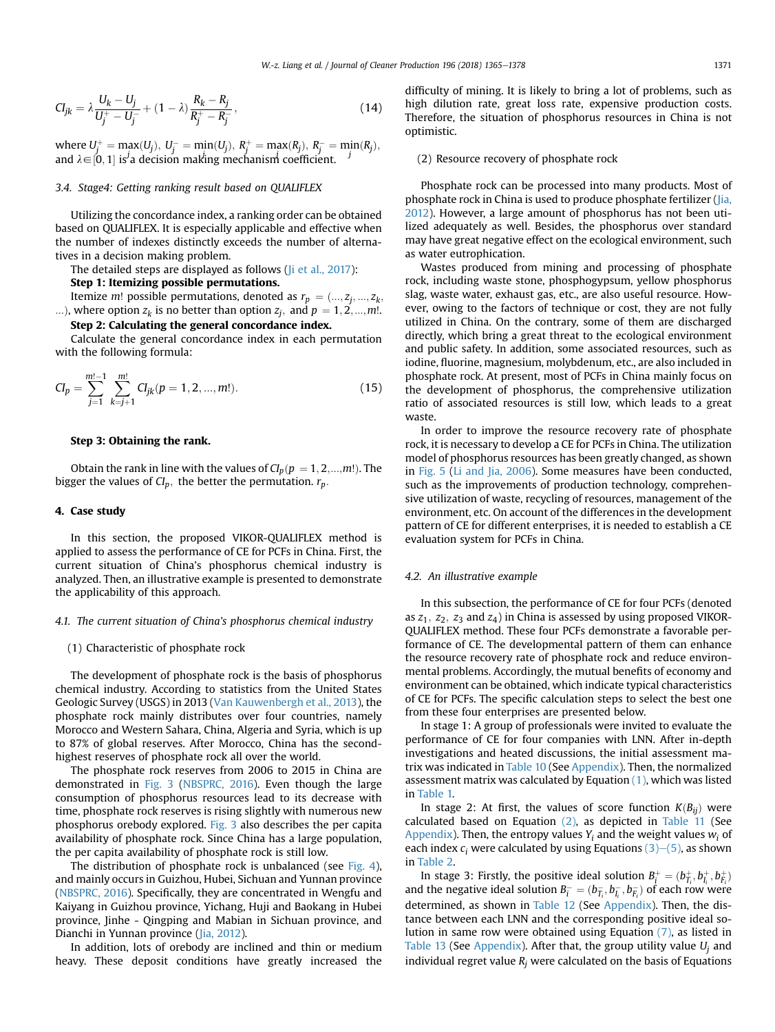$$CI_{jk} = \lambda \frac{U_k - U_j}{U_j^+ - U_j^-} + (1 - \lambda) \frac{R_k - R_j}{R_j^+ - R_j^-}, \tag{14}$$

where $U_j^+ = \max_j(U_j)$, $U_j^- = \min_j(U_j)$, $R_j^+ = \max_j(R_j)$, $R_j^- = \min_j(R_j)$, and $\lambda \in [0, 1]$ is a decision making mechanism coefficient.

### 3.4. Stage4: Getting ranking result based on QUALIFLEX

Utilizing the concordance index, a ranking order can be obtained based on QUALIFLEX. It is especially applicable and effective when the number of indexes distinctly exceeds the number of alternatives in a decision making problem.

The detailed steps are displayed as follows (Ji et al., 2017):

**Step 1: Itemizing possible permutations.**

Itemize $m!$ possible permutations, denoted as $r_p = (..., z_j, ..., z_k, ...)$, where option $z_k$ is no better than option $z_j$, and $p = 1, 2, ..., m!$.

**Step 2: Calculating the general concordance index.**

Calculate the general concordance index in each permutation with the following formula:

$$CI_p = \sum_{j=1}^{m!-1} \sum_{k=j+1}^{m!} CI_{jk} (p = 1, 2, ..., m!). \tag{15}$$

**Step 3: Obtaining the rank.**

Obtain the rank in line with the values of $CI_p (p = 1, 2, ..., m!)$. The bigger the values of $CI_p$, the better the permutation. $r_p$.

## 4. Case study

In this section, the proposed VIKOR-QUALIFLEX method is applied to assess the performance of CE for PCFs in China. First, the current situation of China's phosphorus chemical industry is analyzed. Then, an illustrative example is presented to demonstrate the applicability of this approach.

### 4.1. The current situation of China's phosphorus chemical industry

(1) Characteristic of phosphate rock

The development of phosphate rock is the basis of phosphorus chemical industry. According to statistics from the United States Geologic Survey (USGS) in 2013 (Van Kauwenbergh et al., 2013), the phosphate rock mainly distributes over four countries, namely Morocco and Western Sahara, China, Algeria and Syria, which is up to 87% of global reserves. After Morocco, China has the second-highest reserves of phosphate rock all over the world.

The phosphate rock reserves from 2006 to 2015 in China are demonstrated in Fig. 3 (NBSPRC, 2016). Even though the large consumption of phosphorus resources lead to its decrease with time, phosphate rock reserves is rising slightly with numerous new phosphorus orebody explored. Fig. 3 also describes the per capita availability of phosphate rock. Since China has a large population, the per capita availability of phosphate rock is still low.

The distribution of phosphate rock is unbalanced (see Fig. 4), and mainly occurs in Guizhou, Hubei, Sichuan and Yunnan province (NBSPRC, 2016). Specifically, they are concentrated in Wengfu and Kaiyang in Guizhou province, Yichang, Huji and Baokang in Hubei province, Jinhe - Qingping and Mabian in Sichuan province, and Dianchi in Yunnan province (Jia, 2012).

In addition, lots of orebody are inclined and thin or medium heavy. These deposit conditions have greatly increased the difficulty of mining. It is likely to bring a lot of problems, such as high dilution rate, great loss rate, expensive production costs. Therefore, the situation of phosphorus resources in China is not optimistic.

(2) Resource recovery of phosphate rock

Phosphate rock can be processed into many products. Most of phosphate rock in China is used to produce phosphate fertilizer (Jia, 2012). However, a large amount of phosphorus has not been utilized adequately as well. Besides, the phosphorus over standard may have great negative effect on the ecological environment, such as water eutrophication.

Wastes produced from mining and processing of phosphate rock, including waste stone, phosphogypsum, yellow phosphorus slag, waste water, exhaust gas, etc., are also useful resource. However, owing to the factors of technique or cost, they are not fully utilized in China. On the contrary, some of them are discharged directly, which bring a great threat to the ecological environment and public safety. In addition, some associated resources, such as iodine, fluorine, magnesium, molybdenum, etc., are also included in phosphate rock. At present, most of PCFs in China mainly focus on the development of phosphorus, the comprehensive utilization ratio of associated resources is still low, which leads to a great waste.

In order to improve the resource recovery rate of phosphate rock, it is necessary to develop a CE for PCFs in China. The utilization model of phosphorus resources has been greatly changed, as shown in Fig. 5 (Li and Jia, 2006). Some measures have been conducted, such as the improvements of production technology, comprehensive utilization of waste, recycling of resources, management of the environment, etc. On account of the differences in the development pattern of CE for different enterprises, it is needed to establish a CE evaluation system for PCFs in China.

### 4.2. An illustrative example

In this subsection, the performance of CE for four PCFs (denoted as $z_1$, $z_2$, $z_3$ and $z_4$) in China is assessed by using proposed VIKOR-QUALIFLEX method. These four PCFs demonstrate a favorable performance of CE. The developmental pattern of them can enhance the resource recovery rate of phosphate rock and reduce environmental problems. Accordingly, the mutual benefits of economy and environment can be obtained, which indicate typical characteristics of CE for PCFs. The specific calculation steps to select the best one from these four enterprises are presented below.

In stage 1: A group of professionals were invited to evaluate the performance of CE for four companies with LNN. After in-depth investigations and heated discussions, the initial assessment matrix was indicated in Table 10 (See Appendix). Then, the normalized assessment matrix was calculated by Equation (1), which was listed in Table 1.

In stage 2: At first, the values of score function $K(B_{ij})$ were calculated based on Equation (2), as depicted in Table 11 (See Appendix). Then, the entropy values $Y_i$ and the weight values $w_i$ of each index $c_i$ were calculated by using Equations (3)–(5), as shown in Table 2.

In stage 3: Firstly, the positive ideal solution $B_i^+ = (b_{T_i}^+, b_{I_i}^+, b_{F_i}^+)$ and the negative ideal solution $B_i^- = (b_{T_i}^-, b_{I_i}^-, b_{F_i}^-)$ of each row were determined, as shown in Table 12 (See Appendix). Then, the distance between each LNN and the corresponding positive ideal solution in same row were obtained using Equation (7), as listed in Table 13 (See Appendix). After that, the group utility value $U_j$ and individual regret value $R_j$ were calculated on the basis of Equations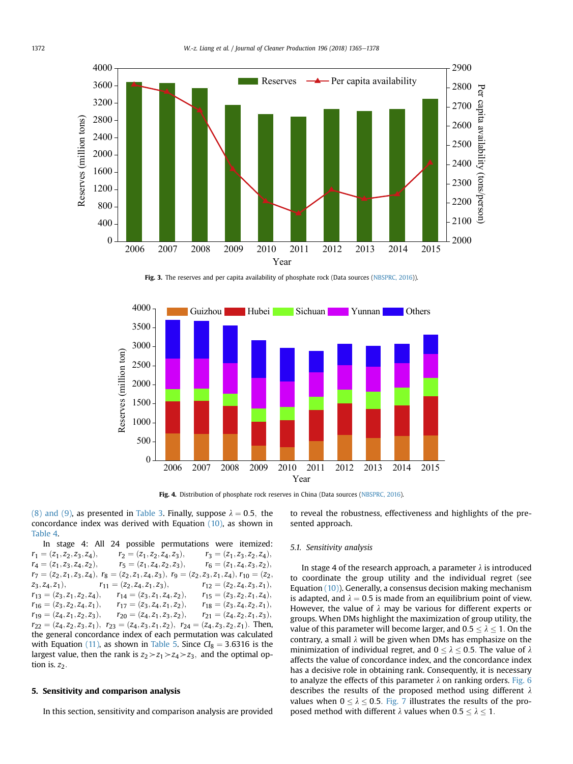Fig. 3. The reserves and per capita availability of phosphate rock (Data sources (NBSPRC, 2016)).

Fig. 4. Distribution of phosphate rock reserves in China (Data sources (NBSPRC, 2016).

(8) and (9), as presented in Table 3. Finally, suppose $\lambda = 0.5$, the concordance index was derived with Equation (10), as shown in Table 4.

In stage 4: All 24 possible permutations were itemized: $r_1 = (z_1, z_2, z_3, z_4)$, $r_2 = (z_1, z_2, z_4, z_3)$, $r_3 = (z_1, z_3, z_2, z_4)$, $r_4 = (z_1, z_3, z_4, z_2)$, $r_5 = (z_1, z_4, z_2, z_3)$, $r_6 = (z_1, z_4, z_3, z_2)$, $r_7 = (z_2, z_1, z_3, z_4)$, $r_8 = (z_2, z_1, z_4, z_3)$, $r_9 = (z_2, z_3, z_1, z_4)$, $r_{10} = (z_2, z_3, z_4, z_1)$, $r_{11} = (z_2, z_4, z_1, z_3)$, $r_{12} = (z_2, z_4, z_3, z_1)$, $r_{13} = (z_3, z_1, z_2, z_4)$, $r_{14} = (z_3, z_1, z_4, z_2)$, $r_{15} = (z_3, z_2, z_1, z_4)$, $r_{16} = (z_3, z_2, z_4, z_1)$, $r_{17} = (z_3, z_4, z_1, z_2)$, $r_{18} = (z_3, z_4, z_2, z_1)$, $r_{19} = (z_4, z_1, z_2, z_3)$, $r_{20} = (z_4, z_1, z_3, z_2)$, $r_{21} = (z_4, z_2, z_1, z_3)$, $r_{22} = (z_4, z_2, z_3, z_1)$, $r_{23} = (z_4, z_3, z_1, z_2)$, $r_{24} = (z_4, z_3, z_2, z_1)$. Then, the general concordance index of each permutation was calculated with Equation (11), as shown in Table 5. Since $CI_8 = 3.6316$ is the largest value, then the rank is $z_2 \succ z_1 \succ z_4 \succ z_3$, and the optimal option is $z_2$.

## 5. Sensitivity and comparison analysis

In this section, sensitivity and comparison analysis are provided to reveal the robustness, effectiveness and highlights of the presented approach.

### 5.1. Sensitivity analysis

In stage 4 of the research approach, a parameter $\lambda$ is introduced to coordinate the group utility and the individual regret (see Equation (10)). Generally, a consensus decision making mechanism is adapted, and $\lambda = 0.5$ is made from an equilibrium point of view. However, the value of $\lambda$ may be various for different experts or groups. When DMs highlight the maximization of group utility, the value of this parameter will become larger, and $0.5 \leq \lambda \leq 1$. On the contrary, a small $\lambda$ will be given when DMs has emphasize on the minimization of individual regret, and $0 \leq \lambda \leq 0.5$. The value of $\lambda$ affects the value of concordance index, and the concordance index has a decisive role in obtaining rank. Consequently, it is necessary to analyze the effects of this parameter $\lambda$ on ranking orders. Fig. 6 describes the results of the proposed method using different $\lambda$ values when $0 \leq \lambda \leq 0.5$. Fig. 7 illustrates the results of the proposed method with different $\lambda$ values when $0.5 \leq \lambda \leq 1$.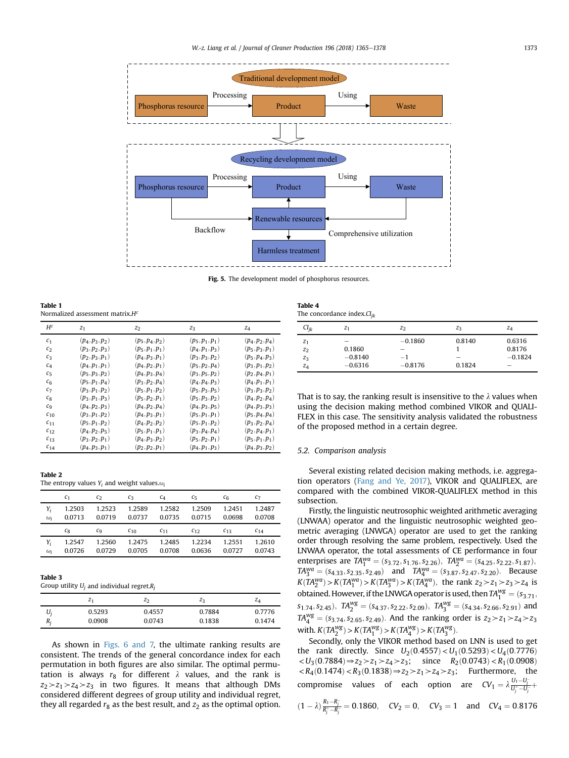Traditional development model

Phosphorus resource → Processing → Product → Using → Waste

Recycling development model

Phosphorus resource → Processing → Product → Using → Waste

Backflow — Renewable resources — Comprehensive utilization

Harmless treatment

**Fig. 5.** The development model of phosphorus resources.

**Table 1**
Normalized assessment matrix.$H^c$

| $H^c$ | $z_1$ | $z_2$ | $z_3$ | $z_4$ |
|---|---|---|---|---|
| $c_1$ | $(p_4, p_3, p_2)$ | $(p_5, p_4, p_2)$ | $(p_5, p_1, p_1)$ | $(p_4, p_2, p_4)$ |
| $c_2$ | $(p_3, p_2, p_3)$ | $(p_5, p_1, p_1)$ | $(p_4, p_1, p_3)$ | $(p_5, p_3, p_1)$ |
| $c_3$ | $(p_2, p_3, p_1)$ | $(p_4, p_3, p_1)$ | $(p_3, p_3, p_2)$ | $(p_5, p_4, p_3)$ |
| $c_4$ | $(p_4, p_1, p_1)$ | $(p_4, p_2, p_1)$ | $(p_5, p_2, p_4)$ | $(p_3, p_1, p_2)$ |
| $c_5$ | $(p_5, p_3, p_2)$ | $(p_4, p_3, p_4)$ | $(p_3, p_5, p_2)$ | $(p_2, p_4, p_1)$ |
| $c_6$ | $(p_5, p_1, p_4)$ | $(p_3, p_2, p_4)$ | $(p_4, p_4, p_3)$ | $(p_4, p_1, p_1)$ |
| $c_7$ | $(p_3, p_1, p_2)$ | $(p_5, p_1, p_2)$ | $(p_5, p_3, p_5)$ | $(p_3, p_3, p_2)$ |
| $c_8$ | $(p_3, p_1, p_3)$ | $(p_5, p_2, p_1)$ | $(p_5, p_3, p_2)$ | $(p_4, p_2, p_4)$ |
| $c_9$ | $(p_4, p_2, p_3)$ | $(p_4, p_2, p_4)$ | $(p_4, p_3, p_5)$ | $(p_4, p_3, p_3)$ |
| $c_{10}$ | $(p_3, p_1, p_2)$ | $(p_4, p_3, p_1)$ | $(p_5, p_1, p_1)$ | $(p_5, p_4, p_4)$ |
| $c_{11}$ | $(p_5, p_1, p_2)$ | $(p_4, p_2, p_2)$ | $(p_5, p_1, p_2)$ | $(p_3, p_2, p_4)$ |
| $c_{12}$ | $(p_4, p_2, p_5)$ | $(p_5, p_1, p_1)$ | $(p_3, p_4, p_4)$ | $(p_2, p_4, p_1)$ |
| $c_{13}$ | $(p_3, p_2, p_1)$ | $(p_4, p_3, p_2)$ | $(p_5, p_2, p_1)$ | $(p_5, p_1, p_1)$ |
| $c_{14}$ | $(p_4, p_3, p_1)$ | $(p_2, p_2, p_1)$ | $(p_4, p_1, p_3)$ | $(p_4, p_3, p_2)$ |

**Table 2**
The entropy values $Y_i$ and weight values.$\omega_i$

| | $c_1$ | $c_2$ | $c_3$ | $c_4$ | $c_5$ | $c_6$ | $c_7$ |
|---|---|---|---|---|---|---|---|
| $Y_i$ | 1.2503 | 1.2523 | 1.2589 | 1.2582 | 1.2509 | 1.2451 | 1.2487 |
| $\omega_i$ | 0.0713 | 0.0719 | 0.0737 | 0.0735 | 0.0715 | 0.0698 | 0.0708 |
| | $c_8$ | $c_9$ | $c_{10}$ | $c_{11}$ | $c_{12}$ | $c_{13}$ | $c_{14}$ |
| $Y_i$ | 1.2547 | 1.2560 | 1.2475 | 1.2485 | 1.2234 | 1.2551 | 1.2610 |
| $\omega_i$ | 0.0726 | 0.0729 | 0.0705 | 0.0708 | 0.0636 | 0.0727 | 0.0743 |

**Table 3**
Group utility $U_j$ and individual regret.$R_j$

| | $z_1$ | $z_2$ | $z_3$ | $z_4$ |
|---|---|---|---|---|
| $U_j$ | 0.5293 | 0.4557 | 0.7884 | 0.7776 |
| $R_j$ | 0.0908 | 0.0743 | 0.1838 | 0.1474 |

As shown in Figs. 6 and 7, the ultimate ranking results are consistent. The trends of the general concordance index for each permutation in both figures are also similar. The optimal permutation is always $r_8$ for different $\lambda$ values, and the rank is $z_2 \succ z_1 \succ z_4 \succ z_3$ in two figures. It means that although DMs considered different degrees of group utility and individual regret, they all regarded $r_8$ as the best result, and $z_2$ as the optimal option.

**Table 4**
The concordance index.$CI_{jk}$

| $CI_{jk}$ | $z_1$ | $z_2$ | $z_3$ | $z_4$ |
|---|---|---|---|---|
| $z_1$ | – | −0.1860 | 0.8140 | 0.6316 |
| $z_2$ | 0.1860 | – | 1 | 0.8176 |
| $z_3$ | −0.8140 | −1 | – | −0.1824 |
| $z_4$ | −0.6316 | −0.8176 | 0.1824 | – |

That is to say, the ranking result is insensitive to the $\lambda$ values when using the decision making method combined VIKOR and QUALIFLEX in this case. The sensitivity analysis validated the robustness of the proposed method in a certain degree.

### 5.2. Comparison analysis

Several existing related decision making methods, i.e. aggregation operators (Fang and Ye, 2017), VIKOR and QUALIFLEX, are compared with the combined VIKOR-QUALIFLEX method in this subsection.

Firstly, the linguistic neutrosophic weighted arithmetic averaging (LNWAA) operator and the linguistic neutrosophic weighted geometric averaging (LNWGA) operator are used to get the ranking order through resolving the same problem, respectively. Used the LNWAA operator, the total assessments of CE performance in four enterprises are $TA_1^{wa} = (s_{3.72}, s_{1.76}, s_{2.26})$, $TA_2^{wa} = (s_{4.25}, s_{2.22}, s_{1.87})$, $TA_3^{wa} = (s_{4.33}, s_{2.35}, s_{2.49})$ and $TA_4^{wa} = (s_{3.87}, s_{2.47}, s_{2.20})$. Because $K(TA_2^{wa}) > K(TA_1^{wa}) > K(TA_3^{wa}) > K(TA_4^{wa})$, the rank $z_2 \succ z_1 \succ z_3 \succ z_4$ is obtained. However, if the LNWGA operator is used, then $TA_1^{wg} = (s_{3.71}, s_{1.74}, s_{2.45})$, $TA_2^{wg} = (s_{4.37}, s_{2.22}, s_{2.09})$, $TA_3^{wg} = (s_{4.34}, s_{2.66}, s_{2.91})$ and $TA_4^{wg} = (s_{3.74}, s_{2.65}, s_{2.49})$. And the ranking order is $z_2 \succ z_1 \succ z_4 \succ z_3$ with. $K(TA_2^{wg}) > K(TA_1^{wg}) > K(TA_4^{wg}) > K(TA_3^{wg})$.

Secondly, only the VIKOR method based on LNN is used to get the rank directly. Since $U_2(0.4557) < U_1(0.5293) < U_4(0.7776) < U_3(0.7884) \Rightarrow z_2 \succ z_1 \succ z_4 \succ z_3$; since $R_2(0.0743) < R_1(0.0908) < R_4(0.1474) < R_3(0.1838) \Rightarrow z_2 \succ z_1 \succ z_4 \succ z_3$; Furthermore, the compromise values of each option are $CV_1 = \lambda \frac{U_1 - U_j^-}{U_j^+ - U_j^-} + (1-\lambda)\frac{R_1 - R_j^-}{R_j^+ - R_j^-} = 0.1860$, $CV_2 = 0$, $CV_3 = 1$ and $CV_4 = 0.8176$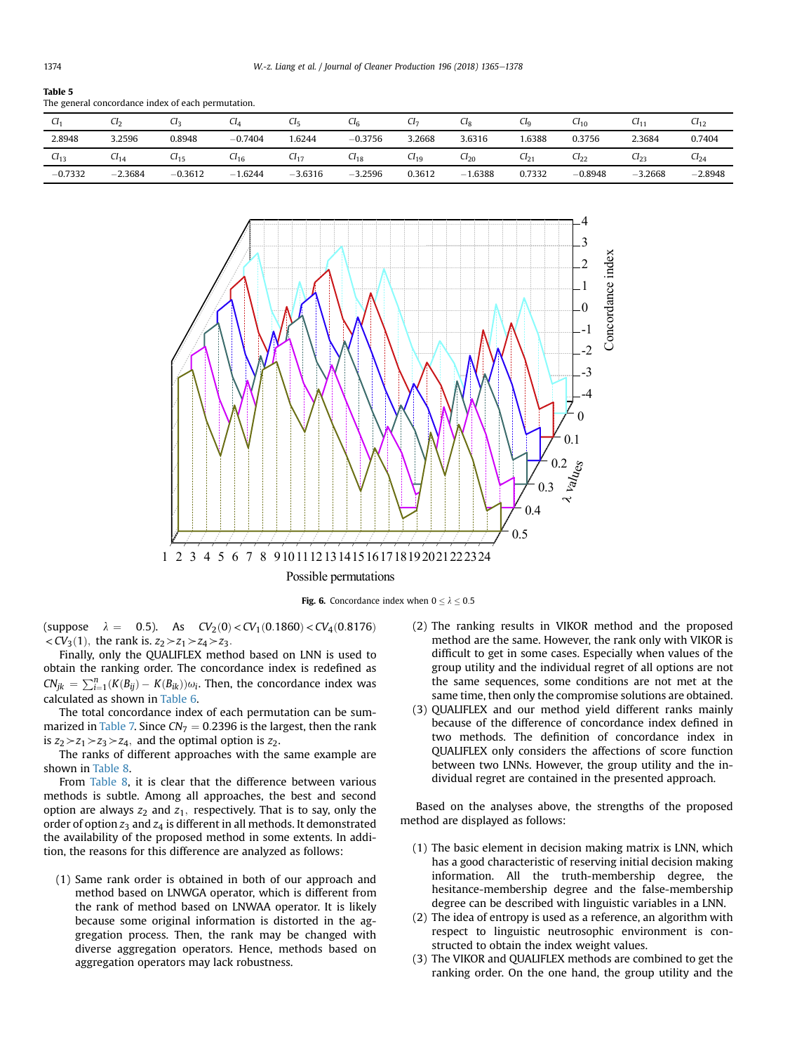**Table 5**
The general concordance index of each permutation.

| $CI_1$ | $CI_2$ | $CI_3$ | $CI_4$ | $CI_5$ | $CI_6$ | $CI_7$ | $CI_8$ | $CI_9$ | $CI_{10}$ | $CI_{11}$ | $CI_{12}$ |
|---|---|---|---|---|---|---|---|---|---|---|---|
| 2.8948 | 3.2596 | 0.8948 | −0.7404 | 1.6244 | −0.3756 | 3.2668 | 3.6316 | 1.6388 | 0.3756 | 2.3684 | 0.7404 |
| $CI_{13}$ | $CI_{14}$ | $CI_{15}$ | $CI_{16}$ | $CI_{17}$ | $CI_{18}$ | $CI_{19}$ | $CI_{20}$ | $CI_{21}$ | $CI_{22}$ | $CI_{23}$ | $CI_{24}$ |
| −0.7332 | −2.3684 | −0.3612 | −1.6244 | −3.6316 | −3.2596 | 0.3612 | −1.6388 | 0.7332 | −0.8948 | −3.2668 | −2.8948 |

**Fig. 6.** Concordance index when $0 \le \lambda \le 0.5$

(suppose $\lambda = 0.5$). As $CV_2(0) < CV_1(0.1860) < CV_4(0.8176) < CV_3(1)$, the rank is. $z_2 \succ z_1 \succ z_4 \succ z_3$.

Finally, only the QUALIFLEX method based on LNN is used to obtain the ranking order. The concordance index is redefined as $CN_{jk} = \sum_{i=1}^{n}(K(B_{ij}) - K(B_{ik}))\omega_i$. Then, the concordance index was calculated as shown in Table 6.

The total concordance index of each permutation can be summarized in Table 7. Since $CN_7 = 0.2396$ is the largest, then the rank is $z_2 \succ z_1 \succ z_3 \succ z_4$, and the optimal option is $z_2$.

The ranks of different approaches with the same example are shown in Table 8.

From Table 8, it is clear that the difference between various methods is subtle. Among all approaches, the best and second option are always $z_2$ and $z_1$, respectively. That is to say, only the order of option $z_3$ and $z_4$ is different in all methods. It demonstrated the availability of the proposed method in some extents. In addition, the reasons for this difference are analyzed as follows:

(1) Same rank order is obtained in both of our approach and method based on LNWGA operator, which is different from the rank of method based on LNWAA operator. It is likely because some original information is distorted in the aggregation process. Then, the rank may be changed with diverse aggregation operators. Hence, methods based on aggregation operators may lack robustness.

(2) The ranking results in VIKOR method and the proposed method are the same. However, the rank only with VIKOR is difficult to get in some cases. Especially when values of the group utility and the individual regret of all options are not the same sequences, some conditions are not met at the same time, then only the compromise solutions are obtained.

(3) QUALIFLEX and our method yield different ranks mainly because of the difference of concordance index defined in two methods. The definition of concordance index in QUALIFLEX only considers the affections of score function between two LNNs. However, the group utility and the individual regret are contained in the presented approach.

Based on the analyses above, the strengths of the proposed method are displayed as follows:

(1) The basic element in decision making matrix is LNN, which has a good characteristic of reserving initial decision making information. All the truth-membership degree, the hesitance-membership degree and the false-membership degree can be described with linguistic variables in a LNN.

(2) The idea of entropy is used as a reference, an algorithm with respect to linguistic neutrosophic environment is constructed to obtain the index weight values.

(3) The VIKOR and QUALIFLEX methods are combined to get the ranking order. On the one hand, the group utility and the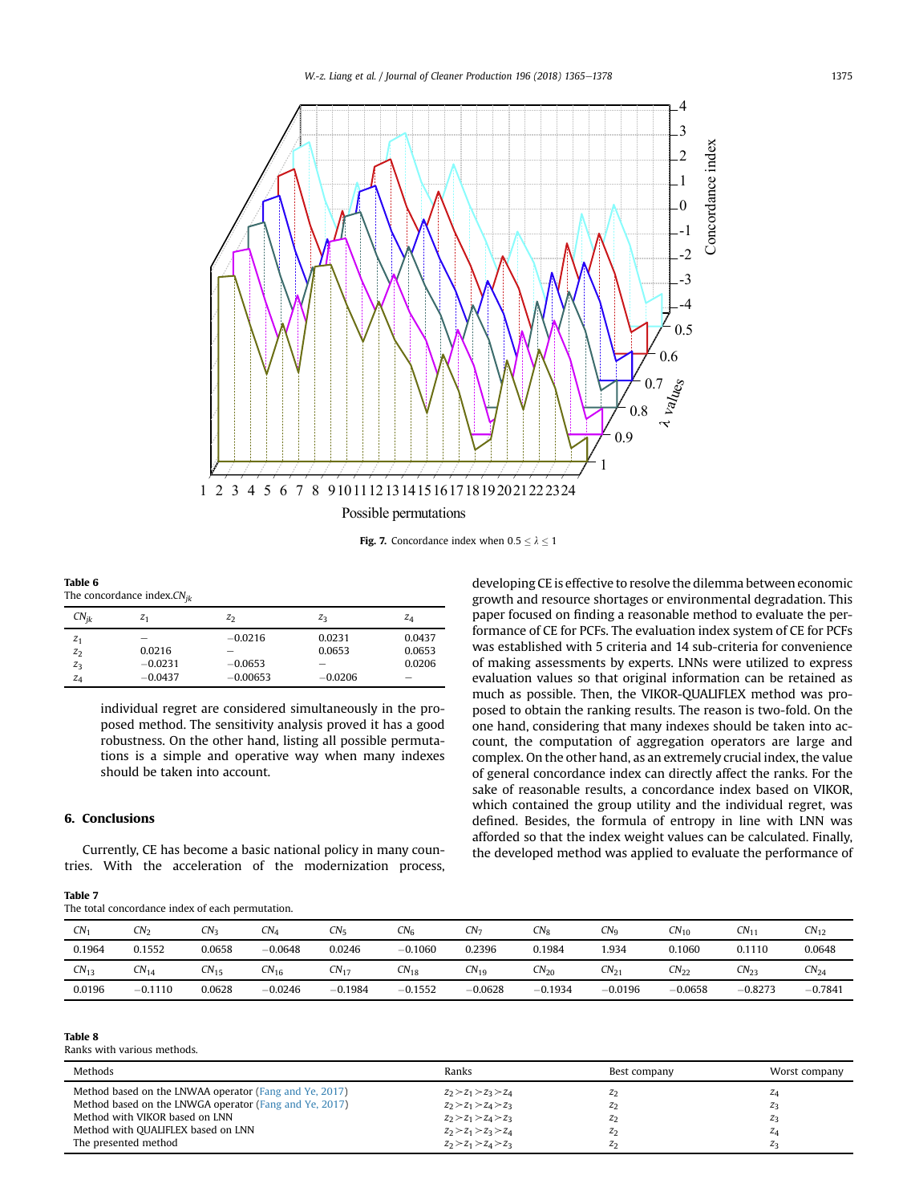Fig. 7. Concordance index when $0.5 \le \lambda \le 1$

Table 6
The concordance index.$CN_{jk}$

| $CN_{jk}$ | $z_1$ | $z_2$ | $z_3$ | $z_4$ |
|---|---|---|---|---|
| $z_1$ | – | −0.0216 | 0.0231 | 0.0437 |
| $z_2$ | 0.0216 | – | 0.0653 | 0.0653 |
| $z_3$ | −0.0231 | −0.0653 | – | 0.0206 |
| $z_4$ | −0.0437 | −0.00653 | −0.0206 | – |

individual regret are considered simultaneously in the proposed method. The sensitivity analysis proved it has a good robustness. On the other hand, listing all possible permutations is a simple and operative way when many indexes should be taken into account.

## 6. Conclusions

Currently, CE has become a basic national policy in many countries. With the acceleration of the modernization process, developing CE is effective to resolve the dilemma between economic growth and resource shortages or environmental degradation. This paper focused on finding a reasonable method to evaluate the performance of CE for PCFs. The evaluation index system of CE for PCFs was established with 5 criteria and 14 sub-criteria for convenience of making assessments by experts. LNNs were utilized to express evaluation values so that original information can be retained as much as possible. Then, the VIKOR-QUALIFLEX method was proposed to obtain the ranking results. The reason is two-fold. On the one hand, considering that many indexes should be taken into account, the computation of aggregation operators are large and complex. On the other hand, as an extremely crucial index, the value of general concordance index can directly affect the ranks. For the sake of reasonable results, a concordance index based on VIKOR, which contained the group utility and the individual regret, was defined. Besides, the formula of entropy in line with LNN was afforded so that the index weight values can be calculated. Finally, the developed method was applied to evaluate the performance of

Table 7
The total concordance index of each permutation.

| $CN_1$ | $CN_2$ | $CN_3$ | $CN_4$ | $CN_5$ | $CN_6$ | $CN_7$ | $CN_8$ | $CN_9$ | $CN_{10}$ | $CN_{11}$ | $CN_{12}$ |
|---|---|---|---|---|---|---|---|---|---|---|---|
| 0.1964 | 0.1552 | 0.0658 | −0.0648 | 0.0246 | −0.1060 | 0.2396 | 0.1984 | 1.934 | 0.1060 | 0.1110 | 0.0648 |
| $CN_{13}$ | $CN_{14}$ | $CN_{15}$ | $CN_{16}$ | $CN_{17}$ | $CN_{18}$ | $CN_{19}$ | $CN_{20}$ | $CN_{21}$ | $CN_{22}$ | $CN_{23}$ | $CN_{24}$ |
| 0.0196 | −0.1110 | 0.0628 | −0.0246 | −0.1984 | −0.1552 | −0.0628 | −0.1934 | −0.0196 | −0.0658 | −0.8273 | −0.7841 |

Table 8
Ranks with various methods.

| Methods | Ranks | Best company | Worst company |
|---|---|---|---|
| Method based on the LNWAA operator (Fang and Ye, 2017) | $z_2 \succ z_1 \succ z_3 \succ z_4$ | $z_2$ | $z_4$ |
| Method based on the LNWGA operator (Fang and Ye, 2017) | $z_2 \succ z_1 \succ z_4 \succ z_3$ | $z_2$ | $z_3$ |
| Method with VIKOR based on LNN | $z_2 \succ z_1 \succ z_4 \succ z_3$ | $z_2$ | $z_3$ |
| Method with QUALIFLEX based on LNN | $z_2 \succ z_1 \succ z_3 \succ z_4$ | $z_2$ | $z_4$ |
| The presented method | $z_2 \succ z_1 \succ z_4 \succ z_3$ | $z_2$ | $z_3$ |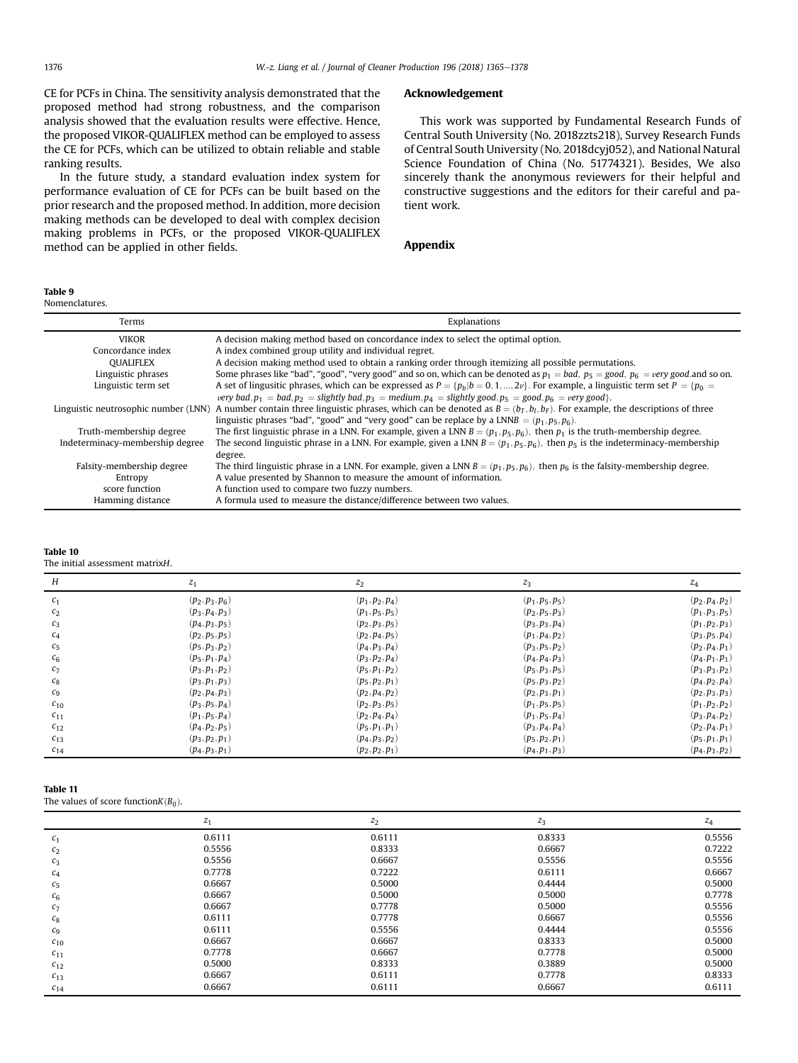CE for PCFs in China. The sensitivity analysis demonstrated that the proposed method had strong robustness, and the comparison analysis showed that the evaluation results were effective. Hence, the proposed VIKOR-QUALIFLEX method can be employed to assess the CE for PCFs, which can be utilized to obtain reliable and stable ranking results.

In the future study, a standard evaluation index system for performance evaluation of CE for PCFs can be built based on the prior research and the proposed method. In addition, more decision making methods can be developed to deal with complex decision making problems in PCFs, or the proposed VIKOR-QUALIFLEX method can be applied in other fields.

## Acknowledgement

This work was supported by Fundamental Research Funds of Central South University (No. 2018zzts218), Survey Research Funds of Central South University (No. 2018dcyj052), and National Natural Science Foundation of China (No. 51774321). Besides, We also sincerely thank the anonymous reviewers for their helpful and constructive suggestions and the editors for their careful and patient work.

## Appendix

**Table 9**
Nomenclatures.

| Terms | Explanations |
|---|---|
| VIKOR | A decision making method based on concordance index to select the optimal option. |
| Concordance index | A index combined group utility and individual regret. |
| QUALIFLEX | A decision making method used to obtain a ranking order through itemizing all possible permutations. |
| Linguistic phrases | Some phrases like "bad", "good", "very good" and so on, which can be denoted as $p_1 = bad,\ p_5 = good,\ p_6 = very\ good$.and so on. |
| Linguistic term set | A set of lingusitic phrases, which can be expressed as $P = \{p_b \mid b = 0, 1, ..., 2\nu\}$. For example, a linguistic term set $P = \{p_0 = very\ bad, p_1 = bad, p_2 = slightly\ bad, p_3 = medium, p_4 = slightly\ good, p_5 = good, p_6 = very\ good\}$. |
| Linguistic neutrosophic number (LNN) | A number contain three linguistic phrases, which can be denoted as $B = (b_T, b_I, b_F)$. For example, the descriptions of three linguistic phrases "bad", "good" and "very good" can be replace by a LNN$B = (p_1, p_5, p_6)$. |
| Truth-membership degree | The first linguistic phrase in a LNN. For example, given a LNN $B = (p_1, p_5, p_6)$, then $p_1$ is the truth-membership degree. |
| Indeterminacy-membership degree | The second linguistic phrase in a LNN. For example, given a LNN $B = (p_1, p_5, p_6)$, then $p_5$ is the indeterminacy-membership degree. |
| Falsity-membership degree | The third linguistic phrase in a LNN. For example, given a LNN $B = (p_1, p_5, p_6)$, then $p_6$ is the falsity-membership degree. |
| Entropy | A value presented by Shannon to measure the amount of information. |
| score function | A function used to compare two fuzzy numbers. |
| Hamming distance | A formula used to measure the distance/difference between two values. |

**Table 10**
The initial assessment matrix$H$.

| $H$ | $z_1$ | $z_2$ | $z_3$ | $z_4$ |
|---|---|---|---|---|
| $c_1$ | $(p_2, p_3, p_6)$ | $(p_1, p_2, p_4)$ | $(p_1, p_5, p_5)$ | $(p_2, p_4, p_2)$ |
| $c_2$ | $(p_3, p_4, p_3)$ | $(p_1, p_5, p_5)$ | $(p_2, p_5, p_3)$ | $(p_1, p_3, p_5)$ |
| $c_3$ | $(p_4, p_3, p_5)$ | $(p_2, p_3, p_5)$ | $(p_3, p_3, p_4)$ | $(p_1, p_2, p_3)$ |
| $c_4$ | $(p_2, p_5, p_5)$ | $(p_2, p_4, p_5)$ | $(p_1, p_4, p_2)$ | $(p_3, p_5, p_4)$ |
| $c_5$ | $(p_5, p_3, p_2)$ | $(p_4, p_3, p_4)$ | $(p_3, p_5, p_2)$ | $(p_2, p_4, p_1)$ |
| $c_6$ | $(p_5, p_1, p_4)$ | $(p_3, p_2, p_4)$ | $(p_4, p_4, p_3)$ | $(p_4, p_1, p_1)$ |
| $c_7$ | $(p_3, p_1, p_2)$ | $(p_5, p_1, p_2)$ | $(p_5, p_3, p_5)$ | $(p_3, p_3, p_2)$ |
| $c_8$ | $(p_3, p_1, p_3)$ | $(p_5, p_2, p_1)$ | $(p_5, p_3, p_2)$ | $(p_4, p_2, p_4)$ |
| $c_9$ | $(p_2, p_4, p_3)$ | $(p_2, p_4, p_2)$ | $(p_2, p_3, p_1)$ | $(p_2, p_3, p_3)$ |
| $c_{10}$ | $(p_3, p_5, p_4)$ | $(p_2, p_3, p_5)$ | $(p_1, p_5, p_5)$ | $(p_1, p_2, p_2)$ |
| $c_{11}$ | $(p_1, p_5, p_4)$ | $(p_2, p_4, p_4)$ | $(p_1, p_5, p_4)$ | $(p_3, p_4, p_2)$ |
| $c_{12}$ | $(p_4, p_2, p_5)$ | $(p_5, p_1, p_1)$ | $(p_3, p_4, p_4)$ | $(p_2, p_4, p_1)$ |
| $c_{13}$ | $(p_3, p_2, p_1)$ | $(p_4, p_3, p_2)$ | $(p_5, p_2, p_1)$ | $(p_5, p_1, p_1)$ |
| $c_{14}$ | $(p_4, p_3, p_1)$ | $(p_2, p_2, p_1)$ | $(p_4, p_1, p_3)$ | $(p_4, p_3, p_2)$ |

**Table 11**
The values of score function$K(B_{ij})$.

| | $z_1$ | $z_2$ | $z_3$ | $z_4$ |
|---|---|---|---|---|
| $c_1$ | 0.6111 | 0.6111 | 0.8333 | 0.5556 |
| $c_2$ | 0.5556 | 0.8333 | 0.6667 | 0.7222 |
| $c_3$ | 0.5556 | 0.6667 | 0.5556 | 0.5556 |
| $c_4$ | 0.7778 | 0.7222 | 0.6111 | 0.6667 |
| $c_5$ | 0.6667 | 0.5000 | 0.4444 | 0.5000 |
| $c_6$ | 0.6667 | 0.5000 | 0.5000 | 0.7778 |
| $c_7$ | 0.6667 | 0.7778 | 0.5000 | 0.5556 |
| $c_8$ | 0.6111 | 0.7778 | 0.6667 | 0.5556 |
| $c_9$ | 0.6111 | 0.5556 | 0.4444 | 0.5556 |
| $c_{10}$ | 0.6667 | 0.6667 | 0.8333 | 0.5000 |
| $c_{11}$ | 0.7778 | 0.6667 | 0.7778 | 0.5000 |
| $c_{12}$ | 0.5000 | 0.8333 | 0.3889 | 0.5000 |
| $c_{13}$ | 0.6667 | 0.6111 | 0.7778 | 0.8333 |
| $c_{14}$ | 0.6667 | 0.6111 | 0.6667 | 0.6111 |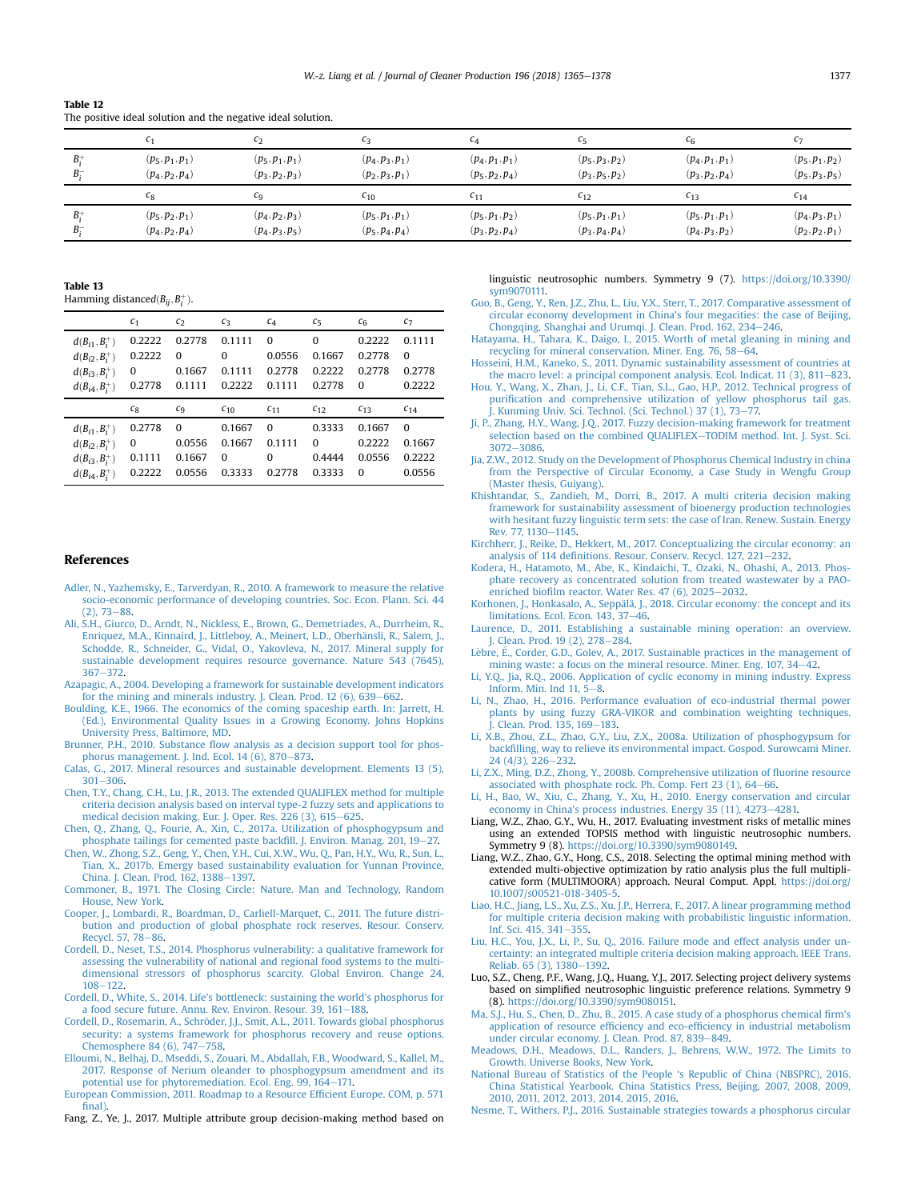**Table 12**
The positive ideal solution and the negative ideal solution.

| | $c_1$ | $c_2$ | $c_3$ | $c_4$ | $c_5$ | $c_6$ | $c_7$ |
|---|---|---|---|---|---|---|---|
| $B_i^+$ | $(p_5, p_1, p_1)$ | $(p_5, p_1, p_1)$ | $(p_4, p_3, p_1)$ | $(p_4, p_1, p_1)$ | $(p_5, p_3, p_2)$ | $(p_4, p_1, p_1)$ | $(p_5, p_1, p_2)$ |
| $B_i^-$ | $(p_4, p_2, p_4)$ | $(p_3, p_2, p_3)$ | $(p_2, p_3, p_1)$ | $(p_5, p_2, p_4)$ | $(p_3, p_5, p_2)$ | $(p_3, p_2, p_4)$ | $(p_5, p_3, p_5)$ |
| | $c_8$ | $c_9$ | $c_{10}$ | $c_{11}$ | $c_{12}$ | $c_{13}$ | $c_{14}$ |
| $B_i^+$ | $(p_5, p_2, p_1)$ | $(p_4, p_2, p_3)$ | $(p_5, p_1, p_1)$ | $(p_5, p_1, p_2)$ | $(p_5, p_1, p_1)$ | $(p_5, p_1, p_1)$ | $(p_4, p_3, p_1)$ |
| $B_i^-$ | $(p_4, p_2, p_4)$ | $(p_4, p_3, p_5)$ | $(p_5, p_4, p_4)$ | $(p_3, p_2, p_4)$ | $(p_3, p_4, p_4)$ | $(p_4, p_3, p_2)$ | $(p_2, p_2, p_1)$ |

**Table 13**
Hamming distance$d(B_{ij}, B_i^+)$.

| | $c_1$ | $c_2$ | $c_3$ | $c_4$ | $c_5$ | $c_6$ | $c_7$ |
|---|---|---|---|---|---|---|---|
| $d(B_{i1}, B_i^+)$ | 0.2222 | 0.2778 | 0.1111 | 0 | 0 | 0.2222 | 0.1111 |
| $d(B_{i2}, B_i^+)$ | 0.2222 | 0 | 0 | 0.0556 | 0.1667 | 0.2778 | 0 |
| $d(B_{i3}, B_i^+)$ | 0 | 0.1667 | 0.1111 | 0.2778 | 0.2222 | 0.2778 | 0.2778 |
| $d(B_{i4}, B_i^+)$ | 0.2778 | 0.1111 | 0.2222 | 0.1111 | 0.2778 | 0 | 0.2222 |
| | $c_8$ | $c_9$ | $c_{10}$ | $c_{11}$ | $c_{12}$ | $c_{13}$ | $c_{14}$ |
| $d(B_{i1}, B_i^+)$ | 0.2778 | 0 | 0.1667 | 0 | 0.3333 | 0.1667 | 0 |
| $d(B_{i2}, B_i^+)$ | 0 | 0.0556 | 0.1667 | 0.1111 | 0 | 0.2222 | 0.1667 |
| $d(B_{i3}, B_i^+)$ | 0.1111 | 0.1667 | 0 | 0 | 0.4444 | 0.0556 | 0.2222 |
| $d(B_{i4}, B_i^+)$ | 0.2222 | 0.0556 | 0.3333 | 0.2778 | 0.3333 | 0 | 0.0556 |

## References

Adler, N., Yazhemsky, E., Tarverdyan, R., 2010. A framework to measure the relative socio-economic performance of developing countries. Soc. Econ. Plann. Sci. 44 (2), 73–88.

Ali, S.H., Giurco, D., Arndt, N., Nickless, E., Brown, G., Demetriades, A., Durrheim, R., Enriquez, M.A., Kinnaird, J., Littleboy, A., Meinert, L.D., Oberhänsli, R., Salem, J., Schodde, R., Schneider, G., Vidal, O., Yakovleva, N., 2017. Mineral supply for sustainable development requires resource governance. Nature 543 (7645), 367–372.

Azapagic, A., 2004. Developing a framework for sustainable development indicators for the mining and minerals industry. J. Clean. Prod. 12 (6), 639–662.

Boulding, K.E., 1966. The economics of the coming spaceship earth. In: Jarrett, H. (Ed.), Environmental Quality Issues in a Growing Economy. Johns Hopkins University Press, Baltimore, MD.

Brunner, P.H., 2010. Substance flow analysis as a decision support tool for phosphorus management. J. Ind. Ecol. 14 (6), 870–873.

Calas, G., 2017. Mineral resources and sustainable development. Elements 13 (5), 301–306.

Chen, T.Y., Chang, C.H., Lu, J.R., 2013. The extended QUALIFLEX method for multiple criteria decision analysis based on interval type-2 fuzzy sets and applications to medical decision making. Eur. J. Oper. Res. 226 (3), 615–625.

Chen, Q., Zhang, Q., Fourie, A., Xin, C., 2017a. Utilization of phosphogypsum and phosphate tailings for cemented paste backfill. J. Environ. Manag. 201, 19–27.

Chen, W., Zhong, S.Z., Geng, Y., Chen, Y.H., Cui, X.W., Wu, Q., Pan, H.Y., Wu, R., Sun, L., Tian, X., 2017b. Emergy based sustainability evaluation for Yunnan Province, China. J. Clean. Prod. 162, 1388–1397.

Commoner, B., 1971. The Closing Circle: Nature. Man and Technology, Random House, New York.

Cooper, J., Lombardi, R., Boardman, D., Carliell-Marquet, C., 2011. The future distribution and production of global phosphate rock reserves. Resour. Conserv. Recycl. 57, 78–86.

Cordell, D., Neset, T.S., 2014. Phosphorus vulnerability: a qualitative framework for assessing the vulnerability of national and regional food systems to the multi-dimensional stressors of phosphorus scarcity. Global Environ. Change 24, 108–122.

Cordell, D., White, S., 2014. Life's bottleneck: sustaining the world's phosphorus for a food secure future. Annu. Rev. Environ. Resour. 39, 161–188.

Cordell, D., Rosemarin, A., Schröder, J.J., Smit, A.L., 2011. Towards global phosphorus security: a systems framework for phosphorus recovery and reuse options. Chemosphere 84 (6), 747–758.

Elloumi, N., Belhaj, D., Mseddi, S., Zouari, M., Abdallah, F.B., Woodward, S., Kallel, M., 2017. Response of Nerium oleander to phosphogypsum amendment and its potential use for phytoremediation. Ecol. Eng. 99, 164–171.

European Commission, 2011. Roadmap to a Resource Efficient Europe. COM, p. 571 final).

Fang, Z., Ye, J., 2017. Multiple attribute group decision-making method based on linguistic neutrosophic numbers. Symmetry 9 (7). https://doi.org/10.3390/sym9070111.

Guo, B., Geng, Y., Ren, J.Z., Zhu, L., Liu, Y.X., Sterr, T., 2017. Comparative assessment of circular economy development in China's four megacities: the case of Beijing, Chongqing, Shanghai and Urumqi. J. Clean. Prod. 162, 234–246.

Hatayama, H., Tahara, K., Daigo, I., 2015. Worth of metal gleaning in mining and recycling for mineral conservation. Miner. Eng. 76, 58–64.

Hosseini, H.M., Kaneko, S., 2011. Dynamic sustainability assessment of countries at the macro level: a principal component analysis. Ecol. Indicat. 11 (3), 811–823.

Hou, Y., Wang, X., Zhan, J., Li, C.F., Tian, S.L., Gao, H.P., 2012. Technical progress of purification and comprehensive utilization of yellow phosphorus tail gas. J. Kunming Univ. Sci. Technol. (Sci. Technol.) 37 (1), 73–77.

Ji, P., Zhang, H.Y., Wang, J.Q., 2017. Fuzzy decision-making framework for treatment selection based on the combined QUALIFLEX–TODIM method. Int. J. Syst. Sci. 3072–3086.

Jia, Z.W., 2012. Study on the Development of Phosphorus Chemical Industry in china from the Perspective of Circular Economy, a Case Study in Wengfu Group (Master thesis, Guiyang).

Khishtandar, S., Zandieh, M., Dorri, B., 2017. A multi criteria decision making framework for sustainability assessment of bioenergy production technologies with hesitant fuzzy linguistic term sets: the case of Iran. Renew. Sustain. Energy Rev. 77, 1130–1145.

Kirchherr, J., Reike, D., Hekkert, M., 2017. Conceptualizing the circular economy: an analysis of 114 definitions. Resour. Conserv. Recycl. 127, 221–232.

Kodera, H., Hatamoto, M., Abe, K., Kindaichi, T., Ozaki, N., Ohashi, A., 2013. Phosphate recovery as concentrated solution from treated wastewater by a PAO-enriched biofilm reactor. Water Res. 47 (6), 2025–2032.

Korhonen, J., Honkasalo, A., Seppälä, J., 2018. Circular economy: the concept and its limitations. Ecol. Econ. 143, 37–46.

Laurence, D., 2011. Establishing a sustainable mining operation: an overview. J. Clean. Prod. 19 (2), 278–284.

Lèbre, É., Corder, G.D., Golev, A., 2017. Sustainable practices in the management of mining waste: a focus on the mineral resource. Miner. Eng. 107, 34–42.

Li, Y.Q., Jia, R.Q., 2006. Application of cyclic economy in mining industry. Express Inform. Min. Ind 11, 5–8.

Li, N., Zhao, H., 2016. Performance evaluation of eco-industrial thermal power plants by using fuzzy GRA-VIKOR and combination weighting techniques. J. Clean. Prod. 135, 169–183.

Li, X.B., Zhou, Z.L., Zhao, G.Y., Liu, Z.X., 2008a. Utilization of phosphogypsum for backfilling, way to relieve its environmental impact. Gospod. Surowcami Miner. 24 (4/3), 226–232.

Li, Z.X., Ming, D.Z., Zhong, Y., 2008b. Comprehensive utilization of fluorine resource associated with phosphate rock. Ph. Comp. Fert 23 (1), 64–66.

Li, H., Bao, W., Xiu, C., Zhang, Y., Xu, H., 2010. Energy conservation and circular economy in China's process industries. Energy 35 (11), 4273–4281.

Liang, W.Z., Zhao, G.Y., Wu, H., 2017. Evaluating investment risks of metallic mines using an extended TOPSIS method with linguistic neutrosophic numbers. Symmetry 9 (8). https://doi.org/10.3390/sym9080149.

Liang, W.Z., Zhao, G.Y., Hong, C.S., 2018. Selecting the optimal mining method with extended multi-objective optimization by ratio analysis plus the full multiplicative form (MULTIMOORA) approach. Neural Comput. Appl. https://doi.org/10.1007/s00521-018-3405-5.

Liao, H.C., Jiang, L.S., Xu, Z.S., Xu, J.P., Herrera, F., 2017. A linear programming method for multiple criteria decision making with probabilistic linguistic information. Inf. Sci. 415, 341–355.

Liu, H.C., You, J.X., Li, P., Su, Q., 2016. Failure mode and effect analysis under uncertainty: an integrated multiple criteria decision making approach. IEEE Trans. Reliab. 65 (3), 1380–1392.

Luo, S.Z., Cheng, P.F., Wang, J.Q., Huang, Y.J., 2017. Selecting project delivery systems based on simplified neutrosophic linguistic preference relations. Symmetry 9 (8). https://doi.org/10.3390/sym9080151.

Ma, S.J., Hu, S., Chen, D., Zhu, B., 2015. A case study of a phosphorus chemical firm's application of resource efficiency and eco-efficiency in industrial metabolism under circular economy. J. Clean. Prod. 87, 839–849.

Meadows, D.H., Meadows, D.L., Randers, J., Behrens, W.W., 1972. The Limits to Growth. Universe Books, New York.

National Bureau of Statistics of the People 's Republic of China (NBSPRC), 2016. China Statistical Yearbook. China Statistics Press, Beijing, 2007, 2008, 2009, 2010, 2011, 2012, 2013, 2014, 2015, 2016.

Nesme, T., Withers, P.J., 2016. Sustainable strategies towards a phosphorus circular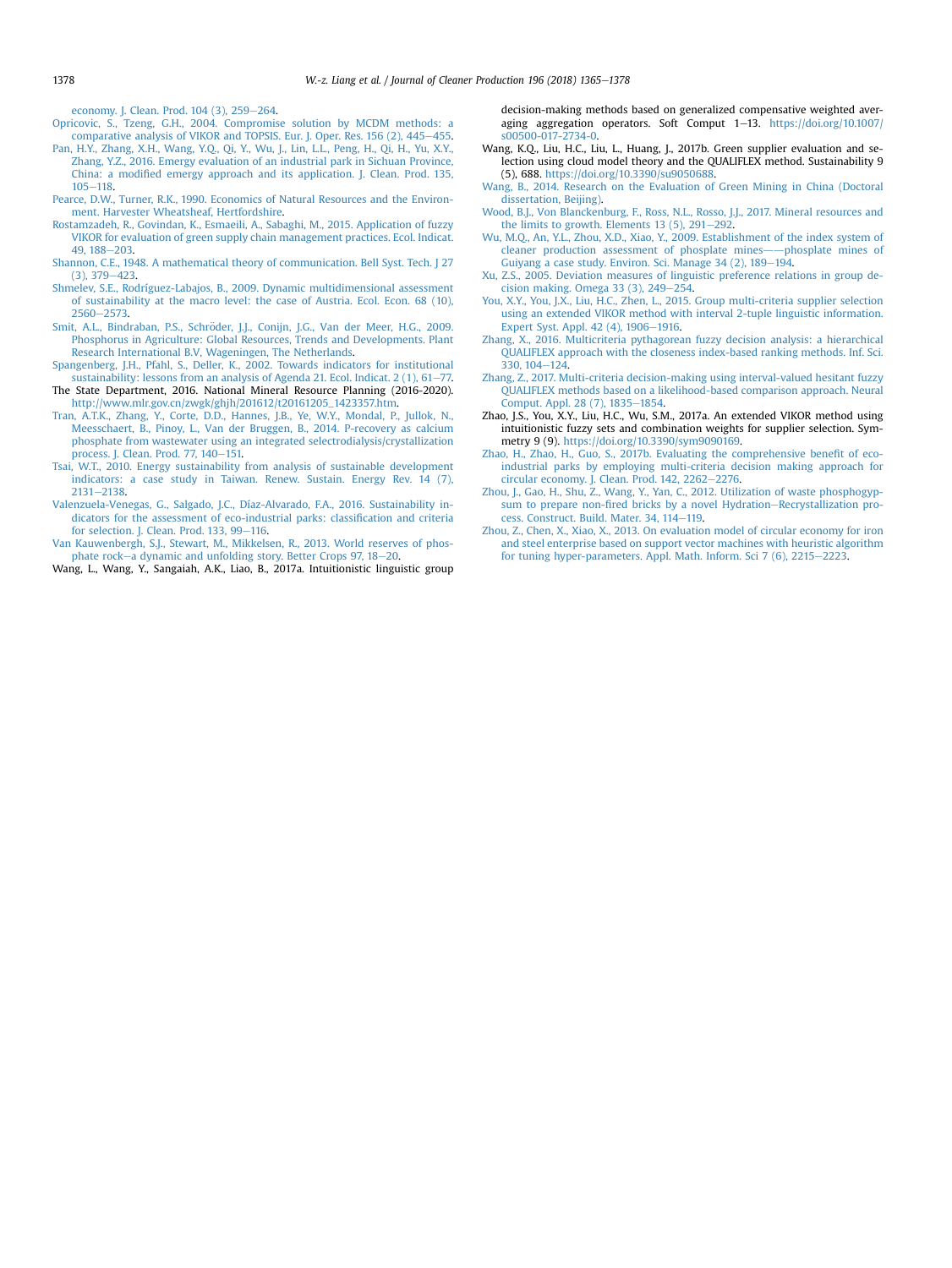economy. J. Clean. Prod. 104 (3), 259–264.

Opricovic, S., Tzeng, G.H., 2004. Compromise solution by MCDM methods: a comparative analysis of VIKOR and TOPSIS. Eur. J. Oper. Res. 156 (2), 445–455.

Pan, H.Y., Zhang, X.H., Wang, Y.Q., Qi, Y., Wu, J., Lin, L.L., Peng, H., Qi, H., Yu, X.Y., Zhang, Y.Z., 2016. Emergy evaluation of an industrial park in Sichuan Province, China: a modified emergy approach and its application. J. Clean. Prod. 135, 105–118.

Pearce, D.W., Turner, R.K., 1990. Economics of Natural Resources and the Environment. Harvester Wheatsheaf, Hertfordshire.

Rostamzadeh, R., Govindan, K., Esmaeili, A., Sabaghi, M., 2015. Application of fuzzy VIKOR for evaluation of green supply chain management practices. Ecol. Indicat. 49, 188–203.

Shannon, C.E., 1948. A mathematical theory of communication. Bell Syst. Tech. J 27 (3), 379–423.

Shmelev, S.E., Rodríguez-Labajos, B., 2009. Dynamic multidimensional assessment of sustainability at the macro level: the case of Austria. Ecol. Econ. 68 (10), 2560–2573.

Smit, A.L., Bindraban, P.S., Schröder, J.J., Conijn, J.G., Van der Meer, H.G., 2009. Phosphorus in Agriculture: Global Resources, Trends and Developments. Plant Research International B.V, Wageningen, The Netherlands.

Spangenberg, J.H., Pfahl, S., Deller, K., 2002. Towards indicators for institutional sustainability: lessons from an analysis of Agenda 21. Ecol. Indicat. 2 (1), 61–77.

The State Department, 2016. National Mineral Resource Planning (2016-2020). http://www.mlr.gov.cn/zwgk/ghjh/201612/t20161205_1423357.htm.

Tran, A.T.K., Zhang, Y., Corte, D.D., Hannes, J.B., Ye, W.Y., Mondal, P., Jullok, N., Meesschaert, B., Pinoy, L., Van der Bruggen, B., 2014. P-recovery as calcium phosphate from wastewater using an integrated selectrodialysis/crystallization process. J. Clean. Prod. 77, 140–151.

Tsai, W.T., 2010. Energy sustainability from analysis of sustainable development indicators: a case study in Taiwan. Renew. Sustain. Energy Rev. 14 (7), 2131–2138.

Valenzuela-Venegas, G., Salgado, J.C., Díaz-Alvarado, F.A., 2016. Sustainability indicators for the assessment of eco-industrial parks: classification and criteria for selection. J. Clean. Prod. 133, 99–116.

Van Kauwenbergh, S.J., Stewart, M., Mikkelsen, R., 2013. World reserves of phosphate rock—a dynamic and unfolding story. Better Crops 97, 18–20.

Wang, L., Wang, Y., Sangaiah, A.K., Liao, B., 2017a. Intuitionistic linguistic group decision-making methods based on generalized compensative weighted averaging aggregation operators. Soft Comput 1–13. https://doi.org/10.1007/s00500-017-2734-0.

Wang, K.Q., Liu, H.C., Liu, L., Huang, J., 2017b. Green supplier evaluation and selection using cloud model theory and the QUALIFLEX method. Sustainability 9 (5), 688. https://doi.org/10.3390/su9050688.

Wang, B., 2014. Research on the Evaluation of Green Mining in China (Doctoral dissertation, Beijing).

Wood, B.J., Von Blanckenburg, F., Ross, N.L., Rosso, J.J., 2017. Mineral resources and the limits to growth. Elements 13 (5), 291–292.

Wu, M.Q., An, Y.L., Zhou, X.D., Xiao, Y., 2009. Establishment of the index system of cleaner production assessment of phosplate mines——phosplate mines of Guiyang a case study. Environ. Sci. Manage 34 (2), 189–194.

Xu, Z.S., 2005. Deviation measures of linguistic preference relations in group decision making. Omega 33 (3), 249–254.

You, X.Y., You, J.X., Liu, H.C., Zhen, L., 2015. Group multi-criteria supplier selection using an extended VIKOR method with interval 2-tuple linguistic information. Expert Syst. Appl. 42 (4), 1906–1916.

Zhang, X., 2016. Multicriteria pythagorean fuzzy decision analysis: a hierarchical QUALIFLEX approach with the closeness index-based ranking methods. Inf. Sci. 330, 104–124.

Zhang, Z., 2017. Multi-criteria decision-making using interval-valued hesitant fuzzy QUALIFLEX methods based on a likelihood-based comparison approach. Neural Comput. Appl. 28 (7), 1835–1854.

Zhao, J.S., You, X.Y., Liu, H.C., Wu, S.M., 2017a. An extended VIKOR method using intuitionistic fuzzy sets and combination weights for supplier selection. Symmetry 9 (9). https://doi.org/10.3390/sym9090169.

Zhao, H., Zhao, H., Guo, S., 2017b. Evaluating the comprehensive benefit of eco-industrial parks by employing multi-criteria decision making approach for circular economy. J. Clean. Prod. 142, 2262–2276.

Zhou, J., Gao, H., Shu, Z., Wang, Y., Yan, C., 2012. Utilization of waste phosphogypsum to prepare non-fired bricks by a novel Hydration–Recrystallization process. Construct. Build. Mater. 34, 114–119.

Zhou, Z., Chen, X., Xiao, X., 2013. On evaluation model of circular economy for iron and steel enterprise based on support vector machines with heuristic algorithm for tuning hyper-parameters. Appl. Math. Inform. Sci 7 (6), 2215–2223.